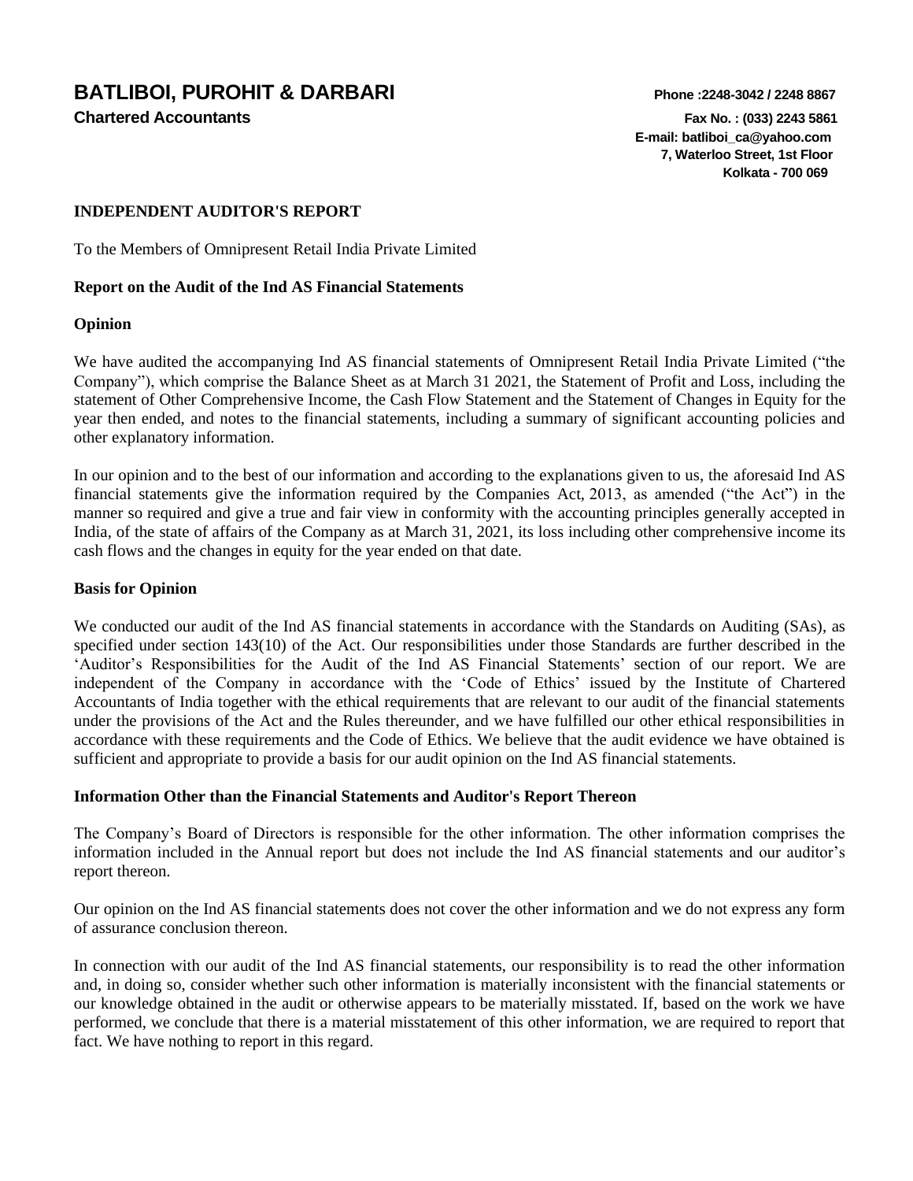# BATLIBOI, PUROHIT & DARBARI

**Chartered Accountants**

**Phone :2248-3042 / 2248 8867**
**Fax No. : (033) 2243 5861**
**E-mail: batliboi_ca@yahoo.com**
**7, Waterloo Street, 1st Floor**
**Kolkata - 700 069**

## INDEPENDENT AUDITOR'S REPORT

To the Members of Omnipresent Retail India Private Limited

### Report on the Audit of the Ind AS Financial Statements

### Opinion

We have audited the accompanying Ind AS financial statements of Omnipresent Retail India Private Limited ("the Company"), which comprise the Balance Sheet as at March 31 2021, the Statement of Profit and Loss, including the statement of Other Comprehensive Income, the Cash Flow Statement and the Statement of Changes in Equity for the year then ended, and notes to the financial statements, including a summary of significant accounting policies and other explanatory information.

In our opinion and to the best of our information and according to the explanations given to us, the aforesaid Ind AS financial statements give the information required by the Companies Act, 2013, as amended ("the Act") in the manner so required and give a true and fair view in conformity with the accounting principles generally accepted in India, of the state of affairs of the Company as at March 31, 2021, its loss including other comprehensive income its cash flows and the changes in equity for the year ended on that date.

### Basis for Opinion

We conducted our audit of the Ind AS financial statements in accordance with the Standards on Auditing (SAs), as specified under section 143(10) of the Act. Our responsibilities under those Standards are further described in the 'Auditor's Responsibilities for the Audit of the Ind AS Financial Statements' section of our report. We are independent of the Company in accordance with the 'Code of Ethics' issued by the Institute of Chartered Accountants of India together with the ethical requirements that are relevant to our audit of the financial statements under the provisions of the Act and the Rules thereunder, and we have fulfilled our other ethical responsibilities in accordance with these requirements and the Code of Ethics. We believe that the audit evidence we have obtained is sufficient and appropriate to provide a basis for our audit opinion on the Ind AS financial statements.

### Information Other than the Financial Statements and Auditor's Report Thereon

The Company's Board of Directors is responsible for the other information. The other information comprises the information included in the Annual report but does not include the Ind AS financial statements and our auditor's report thereon.

Our opinion on the Ind AS financial statements does not cover the other information and we do not express any form of assurance conclusion thereon.

In connection with our audit of the Ind AS financial statements, our responsibility is to read the other information and, in doing so, consider whether such other information is materially inconsistent with the financial statements or our knowledge obtained in the audit or otherwise appears to be materially misstated. If, based on the work we have performed, we conclude that there is a material misstatement of this other information, we are required to report that fact. We have nothing to report in this regard.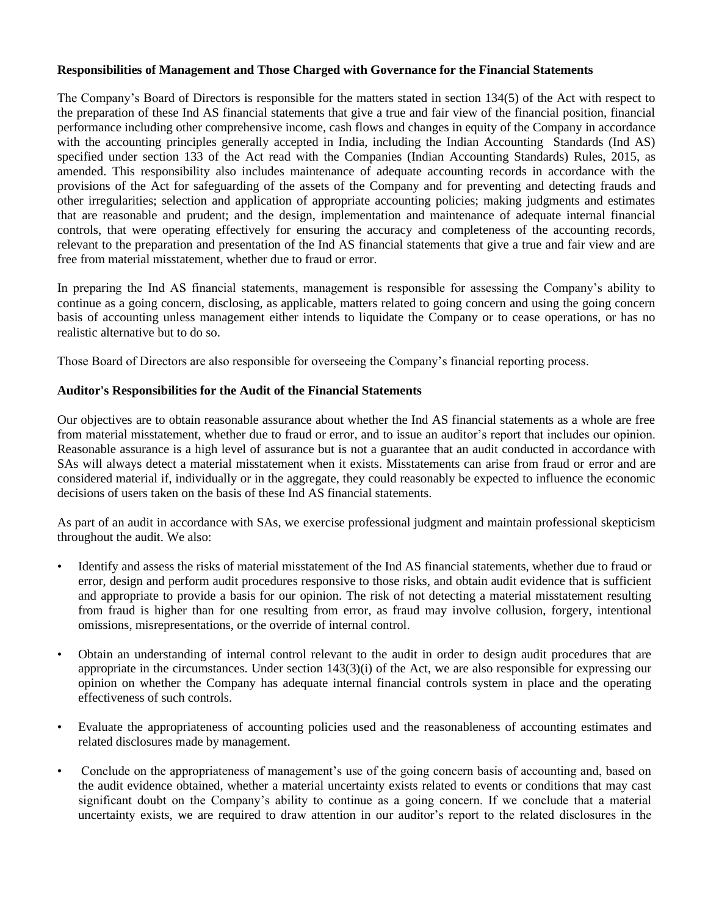**Responsibilities of Management and Those Charged with Governance for the Financial Statements**

The Company's Board of Directors is responsible for the matters stated in section 134(5) of the Act with respect to the preparation of these Ind AS financial statements that give a true and fair view of the financial position, financial performance including other comprehensive income, cash flows and changes in equity of the Company in accordance with the accounting principles generally accepted in India, including the Indian Accounting Standards (Ind AS) specified under section 133 of the Act read with the Companies (Indian Accounting Standards) Rules, 2015, as amended. This responsibility also includes maintenance of adequate accounting records in accordance with the provisions of the Act for safeguarding of the assets of the Company and for preventing and detecting frauds and other irregularities; selection and application of appropriate accounting policies; making judgments and estimates that are reasonable and prudent; and the design, implementation and maintenance of adequate internal financial controls, that were operating effectively for ensuring the accuracy and completeness of the accounting records, relevant to the preparation and presentation of the Ind AS financial statements that give a true and fair view and are free from material misstatement, whether due to fraud or error.

In preparing the Ind AS financial statements, management is responsible for assessing the Company's ability to continue as a going concern, disclosing, as applicable, matters related to going concern and using the going concern basis of accounting unless management either intends to liquidate the Company or to cease operations, or has no realistic alternative but to do so.

Those Board of Directors are also responsible for overseeing the Company's financial reporting process.

**Auditor's Responsibilities for the Audit of the Financial Statements**

Our objectives are to obtain reasonable assurance about whether the Ind AS financial statements as a whole are free from material misstatement, whether due to fraud or error, and to issue an auditor's report that includes our opinion. Reasonable assurance is a high level of assurance but is not a guarantee that an audit conducted in accordance with SAs will always detect a material misstatement when it exists. Misstatements can arise from fraud or error and are considered material if, individually or in the aggregate, they could reasonably be expected to influence the economic decisions of users taken on the basis of these Ind AS financial statements.

As part of an audit in accordance with SAs, we exercise professional judgment and maintain professional skepticism throughout the audit. We also:

- Identify and assess the risks of material misstatement of the Ind AS financial statements, whether due to fraud or error, design and perform audit procedures responsive to those risks, and obtain audit evidence that is sufficient and appropriate to provide a basis for our opinion. The risk of not detecting a material misstatement resulting from fraud is higher than for one resulting from error, as fraud may involve collusion, forgery, intentional omissions, misrepresentations, or the override of internal control.

- Obtain an understanding of internal control relevant to the audit in order to design audit procedures that are appropriate in the circumstances. Under section 143(3)(i) of the Act, we are also responsible for expressing our opinion on whether the Company has adequate internal financial controls system in place and the operating effectiveness of such controls.

- Evaluate the appropriateness of accounting policies used and the reasonableness of accounting estimates and related disclosures made by management.

- Conclude on the appropriateness of management's use of the going concern basis of accounting and, based on the audit evidence obtained, whether a material uncertainty exists related to events or conditions that may cast significant doubt on the Company's ability to continue as a going concern. If we conclude that a material uncertainty exists, we are required to draw attention in our auditor's report to the related disclosures in the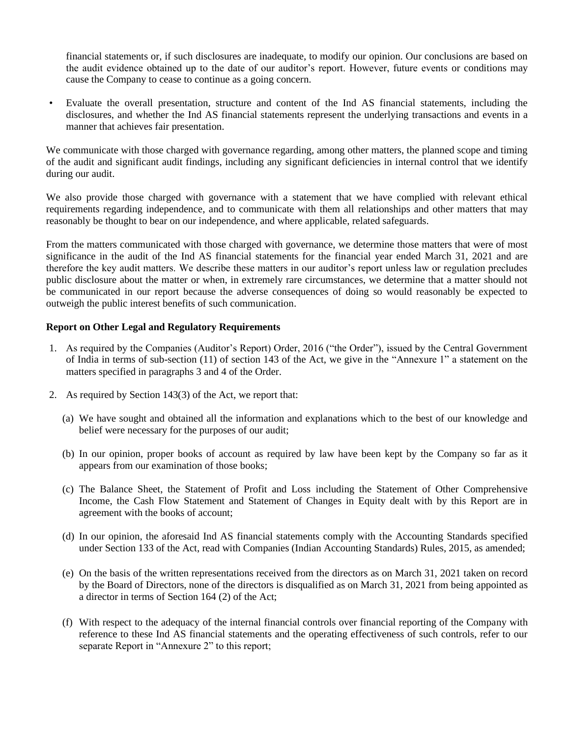financial statements or, if such disclosures are inadequate, to modify our opinion. Our conclusions are based on the audit evidence obtained up to the date of our auditor's report. However, future events or conditions may cause the Company to cease to continue as a going concern.

- Evaluate the overall presentation, structure and content of the Ind AS financial statements, including the disclosures, and whether the Ind AS financial statements represent the underlying transactions and events in a manner that achieves fair presentation.

We communicate with those charged with governance regarding, among other matters, the planned scope and timing of the audit and significant audit findings, including any significant deficiencies in internal control that we identify during our audit.

We also provide those charged with governance with a statement that we have complied with relevant ethical requirements regarding independence, and to communicate with them all relationships and other matters that may reasonably be thought to bear on our independence, and where applicable, related safeguards.

From the matters communicated with those charged with governance, we determine those matters that were of most significance in the audit of the Ind AS financial statements for the financial year ended March 31, 2021 and are therefore the key audit matters. We describe these matters in our auditor's report unless law or regulation precludes public disclosure about the matter or when, in extremely rare circumstances, we determine that a matter should not be communicated in our report because the adverse consequences of doing so would reasonably be expected to outweigh the public interest benefits of such communication.

**Report on Other Legal and Regulatory Requirements**

1. As required by the Companies (Auditor's Report) Order, 2016 ("the Order"), issued by the Central Government of India in terms of sub-section (11) of section 143 of the Act, we give in the "Annexure 1" a statement on the matters specified in paragraphs 3 and 4 of the Order.

2. As required by Section 143(3) of the Act, we report that:

   (a) We have sought and obtained all the information and explanations which to the best of our knowledge and belief were necessary for the purposes of our audit;

   (b) In our opinion, proper books of account as required by law have been kept by the Company so far as it appears from our examination of those books;

   (c) The Balance Sheet, the Statement of Profit and Loss including the Statement of Other Comprehensive Income, the Cash Flow Statement and Statement of Changes in Equity dealt with by this Report are in agreement with the books of account;

   (d) In our opinion, the aforesaid Ind AS financial statements comply with the Accounting Standards specified under Section 133 of the Act, read with Companies (Indian Accounting Standards) Rules, 2015, as amended;

   (e) On the basis of the written representations received from the directors as on March 31, 2021 taken on record by the Board of Directors, none of the directors is disqualified as on March 31, 2021 from being appointed as a director in terms of Section 164 (2) of the Act;

   (f) With respect to the adequacy of the internal financial controls over financial reporting of the Company with reference to these Ind AS financial statements and the operating effectiveness of such controls, refer to our separate Report in "Annexure 2" to this report;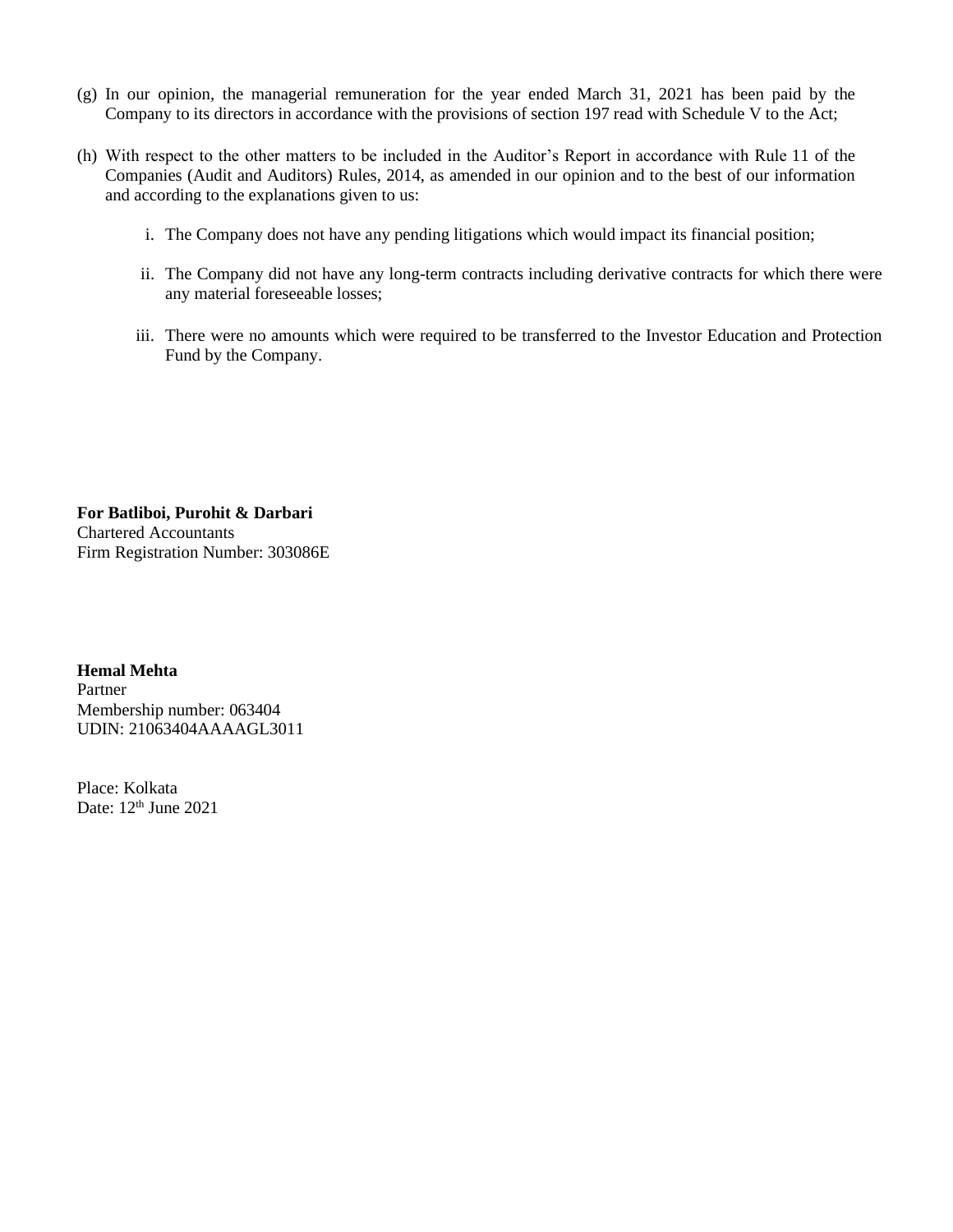(g) In our opinion, the managerial remuneration for the year ended March 31, 2021 has been paid by the Company to its directors in accordance with the provisions of section 197 read with Schedule V to the Act;

(h) With respect to the other matters to be included in the Auditor's Report in accordance with Rule 11 of the Companies (Audit and Auditors) Rules, 2014, as amended in our opinion and to the best of our information and according to the explanations given to us:

    i. The Company does not have any pending litigations which would impact its financial position;

    ii. The Company did not have any long-term contracts including derivative contracts for which there were any material foreseeable losses;

    iii. There were no amounts which were required to be transferred to the Investor Education and Protection Fund by the Company.

**For Batliboi, Purohit & Darbari**
Chartered Accountants
Firm Registration Number: 303086E

**Hemal Mehta**
Partner
Membership number: 063404
UDIN: 21063404AAAAGL3011

Place: Kolkata
Date: 12th June 2021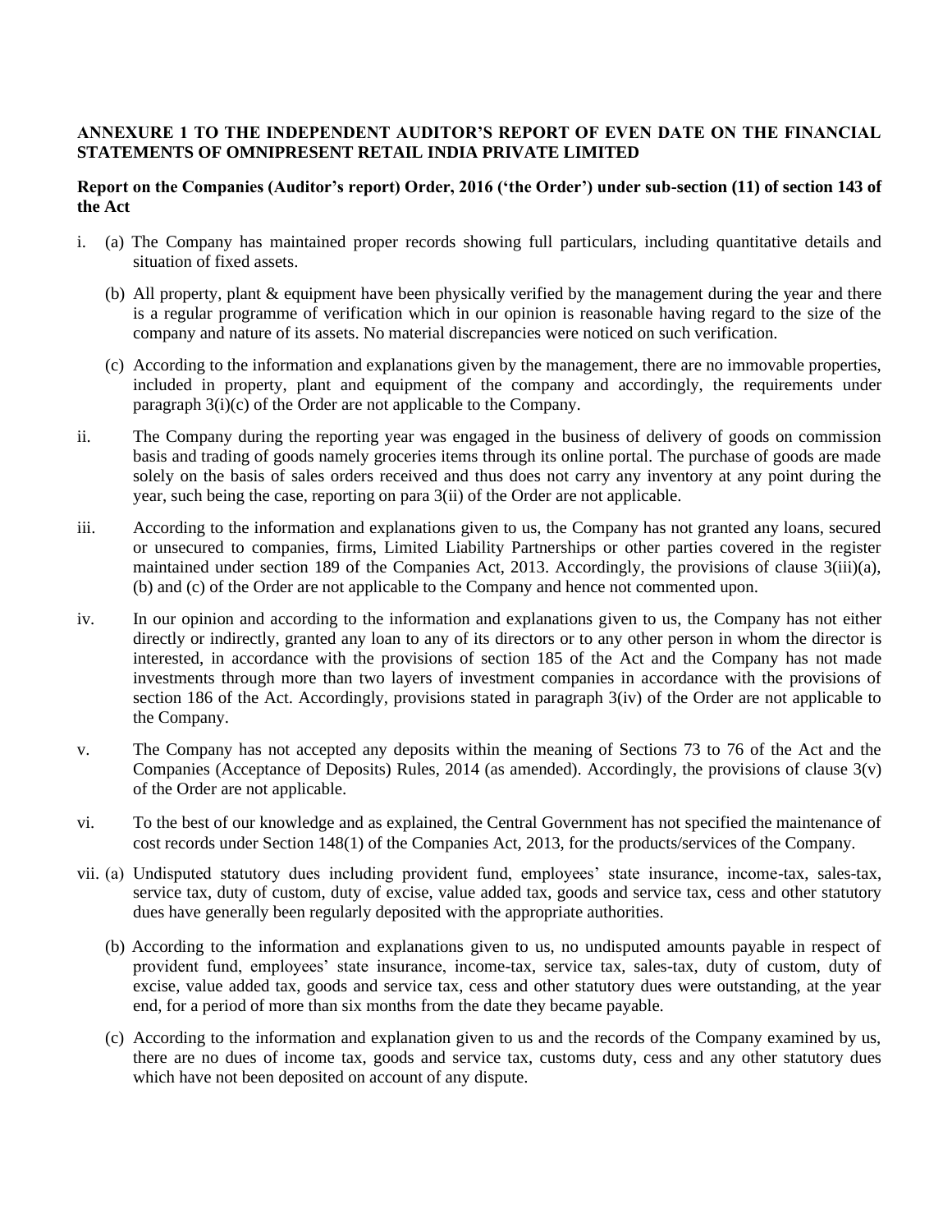**ANNEXURE 1 TO THE INDEPENDENT AUDITOR'S REPORT OF EVEN DATE ON THE FINANCIAL STATEMENTS OF OMNIPRESENT RETAIL INDIA PRIVATE LIMITED**

**Report on the Companies (Auditor's report) Order, 2016 ('the Order') under sub-section (11) of section 143 of the Act**

i. (a) The Company has maintained proper records showing full particulars, including quantitative details and situation of fixed assets.

   (b) All property, plant & equipment have been physically verified by the management during the year and there is a regular programme of verification which in our opinion is reasonable having regard to the size of the company and nature of its assets. No material discrepancies were noticed on such verification.

   (c) According to the information and explanations given by the management, there are no immovable properties, included in property, plant and equipment of the company and accordingly, the requirements under paragraph 3(i)(c) of the Order are not applicable to the Company.

ii. The Company during the reporting year was engaged in the business of delivery of goods on commission basis and trading of goods namely groceries items through its online portal. The purchase of goods are made solely on the basis of sales orders received and thus does not carry any inventory at any point during the year, such being the case, reporting on para 3(ii) of the Order are not applicable.

iii. According to the information and explanations given to us, the Company has not granted any loans, secured or unsecured to companies, firms, Limited Liability Partnerships or other parties covered in the register maintained under section 189 of the Companies Act, 2013. Accordingly, the provisions of clause 3(iii)(a), (b) and (c) of the Order are not applicable to the Company and hence not commented upon.

iv. In our opinion and according to the information and explanations given to us, the Company has not either directly or indirectly, granted any loan to any of its directors or to any other person in whom the director is interested, in accordance with the provisions of section 185 of the Act and the Company has not made investments through more than two layers of investment companies in accordance with the provisions of section 186 of the Act. Accordingly, provisions stated in paragraph 3(iv) of the Order are not applicable to the Company.

v. The Company has not accepted any deposits within the meaning of Sections 73 to 76 of the Act and the Companies (Acceptance of Deposits) Rules, 2014 (as amended). Accordingly, the provisions of clause 3(v) of the Order are not applicable.

vi. To the best of our knowledge and as explained, the Central Government has not specified the maintenance of cost records under Section 148(1) of the Companies Act, 2013, for the products/services of the Company.

vii. (a) Undisputed statutory dues including provident fund, employees' state insurance, income-tax, sales-tax, service tax, duty of custom, duty of excise, value added tax, goods and service tax, cess and other statutory dues have generally been regularly deposited with the appropriate authorities.

   (b) According to the information and explanations given to us, no undisputed amounts payable in respect of provident fund, employees' state insurance, income-tax, service tax, sales-tax, duty of custom, duty of excise, value added tax, goods and service tax, cess and other statutory dues were outstanding, at the year end, for a period of more than six months from the date they became payable.

   (c) According to the information and explanation given to us and the records of the Company examined by us, there are no dues of income tax, goods and service tax, customs duty, cess and any other statutory dues which have not been deposited on account of any dispute.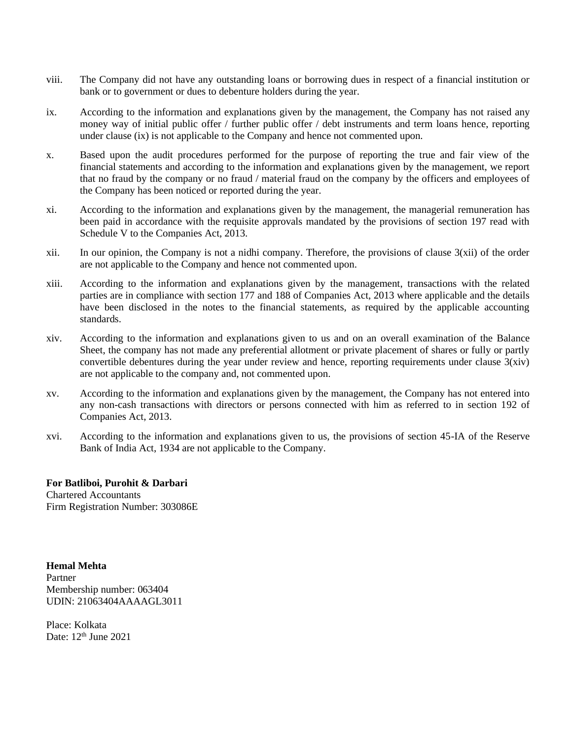viii. The Company did not have any outstanding loans or borrowing dues in respect of a financial institution or bank or to government or dues to debenture holders during the year.

ix. According to the information and explanations given by the management, the Company has not raised any money way of initial public offer / further public offer / debt instruments and term loans hence, reporting under clause (ix) is not applicable to the Company and hence not commented upon.

x. Based upon the audit procedures performed for the purpose of reporting the true and fair view of the financial statements and according to the information and explanations given by the management, we report that no fraud by the company or no fraud / material fraud on the company by the officers and employees of the Company has been noticed or reported during the year.

xi. According to the information and explanations given by the management, the managerial remuneration has been paid in accordance with the requisite approvals mandated by the provisions of section 197 read with Schedule V to the Companies Act, 2013.

xii. In our opinion, the Company is not a nidhi company. Therefore, the provisions of clause 3(xii) of the order are not applicable to the Company and hence not commented upon.

xiii. According to the information and explanations given by the management, transactions with the related parties are in compliance with section 177 and 188 of Companies Act, 2013 where applicable and the details have been disclosed in the notes to the financial statements, as required by the applicable accounting standards.

xiv. According to the information and explanations given to us and on an overall examination of the Balance Sheet, the company has not made any preferential allotment or private placement of shares or fully or partly convertible debentures during the year under review and hence, reporting requirements under clause 3(xiv) are not applicable to the company and, not commented upon.

xv. According to the information and explanations given by the management, the Company has not entered into any non-cash transactions with directors or persons connected with him as referred to in section 192 of Companies Act, 2013.

xvi. According to the information and explanations given to us, the provisions of section 45-IA of the Reserve Bank of India Act, 1934 are not applicable to the Company.

**For Batliboi, Purohit & Darbari**
Chartered Accountants
Firm Registration Number: 303086E

**Hemal Mehta**
Partner
Membership number: 063404
UDIN: 21063404AAAAGL3011

Place: Kolkata
Date: 12th June 2021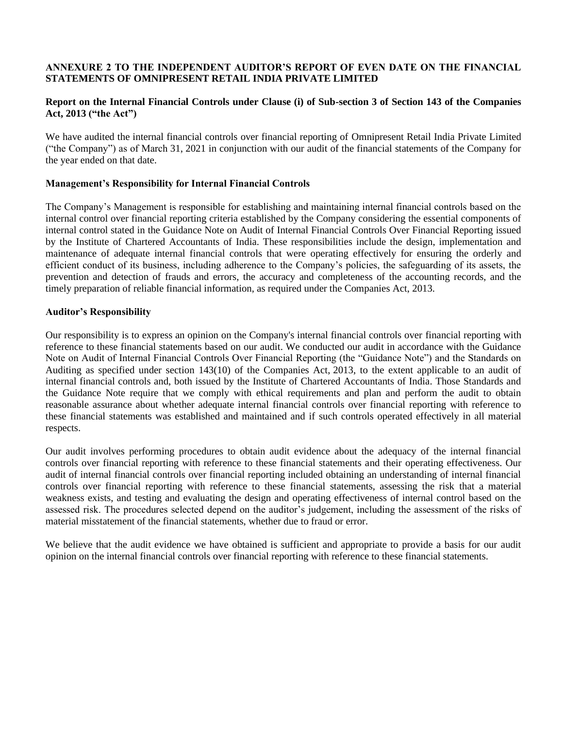**ANNEXURE 2 TO THE INDEPENDENT AUDITOR'S REPORT OF EVEN DATE ON THE FINANCIAL STATEMENTS OF OMNIPRESENT RETAIL INDIA PRIVATE LIMITED**

**Report on the Internal Financial Controls under Clause (i) of Sub-section 3 of Section 143 of the Companies Act, 2013 ("the Act")**

We have audited the internal financial controls over financial reporting of Omnipresent Retail India Private Limited ("the Company") as of March 31, 2021 in conjunction with our audit of the financial statements of the Company for the year ended on that date.

**Management's Responsibility for Internal Financial Controls**

The Company's Management is responsible for establishing and maintaining internal financial controls based on the internal control over financial reporting criteria established by the Company considering the essential components of internal control stated in the Guidance Note on Audit of Internal Financial Controls Over Financial Reporting issued by the Institute of Chartered Accountants of India. These responsibilities include the design, implementation and maintenance of adequate internal financial controls that were operating effectively for ensuring the orderly and efficient conduct of its business, including adherence to the Company's policies, the safeguarding of its assets, the prevention and detection of frauds and errors, the accuracy and completeness of the accounting records, and the timely preparation of reliable financial information, as required under the Companies Act, 2013.

**Auditor's Responsibility**

Our responsibility is to express an opinion on the Company's internal financial controls over financial reporting with reference to these financial statements based on our audit. We conducted our audit in accordance with the Guidance Note on Audit of Internal Financial Controls Over Financial Reporting (the "Guidance Note") and the Standards on Auditing as specified under section 143(10) of the Companies Act, 2013, to the extent applicable to an audit of internal financial controls and, both issued by the Institute of Chartered Accountants of India. Those Standards and the Guidance Note require that we comply with ethical requirements and plan and perform the audit to obtain reasonable assurance about whether adequate internal financial controls over financial reporting with reference to these financial statements was established and maintained and if such controls operated effectively in all material respects.

Our audit involves performing procedures to obtain audit evidence about the adequacy of the internal financial controls over financial reporting with reference to these financial statements and their operating effectiveness. Our audit of internal financial controls over financial reporting included obtaining an understanding of internal financial controls over financial reporting with reference to these financial statements, assessing the risk that a material weakness exists, and testing and evaluating the design and operating effectiveness of internal control based on the assessed risk. The procedures selected depend on the auditor's judgement, including the assessment of the risks of material misstatement of the financial statements, whether due to fraud or error.

We believe that the audit evidence we have obtained is sufficient and appropriate to provide a basis for our audit opinion on the internal financial controls over financial reporting with reference to these financial statements.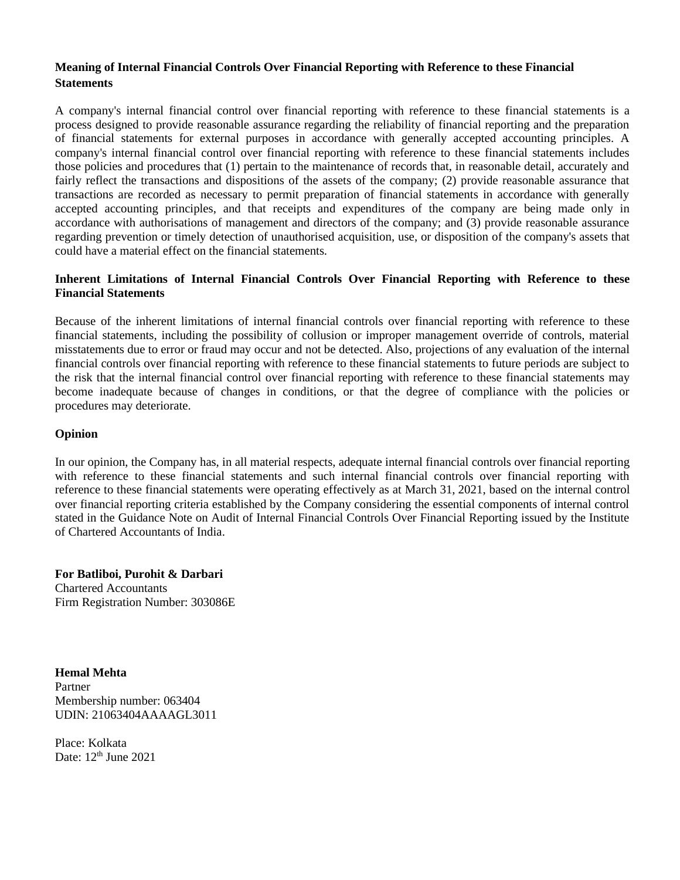**Meaning of Internal Financial Controls Over Financial Reporting with Reference to these Financial Statements**

A company's internal financial control over financial reporting with reference to these financial statements is a process designed to provide reasonable assurance regarding the reliability of financial reporting and the preparation of financial statements for external purposes in accordance with generally accepted accounting principles. A company's internal financial control over financial reporting with reference to these financial statements includes those policies and procedures that (1) pertain to the maintenance of records that, in reasonable detail, accurately and fairly reflect the transactions and dispositions of the assets of the company; (2) provide reasonable assurance that transactions are recorded as necessary to permit preparation of financial statements in accordance with generally accepted accounting principles, and that receipts and expenditures of the company are being made only in accordance with authorisations of management and directors of the company; and (3) provide reasonable assurance regarding prevention or timely detection of unauthorised acquisition, use, or disposition of the company's assets that could have a material effect on the financial statements.

**Inherent Limitations of Internal Financial Controls Over Financial Reporting with Reference to these Financial Statements**

Because of the inherent limitations of internal financial controls over financial reporting with reference to these financial statements, including the possibility of collusion or improper management override of controls, material misstatements due to error or fraud may occur and not be detected. Also, projections of any evaluation of the internal financial controls over financial reporting with reference to these financial statements to future periods are subject to the risk that the internal financial control over financial reporting with reference to these financial statements may become inadequate because of changes in conditions, or that the degree of compliance with the policies or procedures may deteriorate.

**Opinion**

In our opinion, the Company has, in all material respects, adequate internal financial controls over financial reporting with reference to these financial statements and such internal financial controls over financial reporting with reference to these financial statements were operating effectively as at March 31, 2021, based on the internal control over financial reporting criteria established by the Company considering the essential components of internal control stated in the Guidance Note on Audit of Internal Financial Controls Over Financial Reporting issued by the Institute of Chartered Accountants of India.

**For Batliboi, Purohit & Darbari**
Chartered Accountants
Firm Registration Number: 303086E

**Hemal Mehta**
Partner
Membership number: 063404
UDIN: 21063404AAAAGL3011

Place: Kolkata
Date: 12th June 2021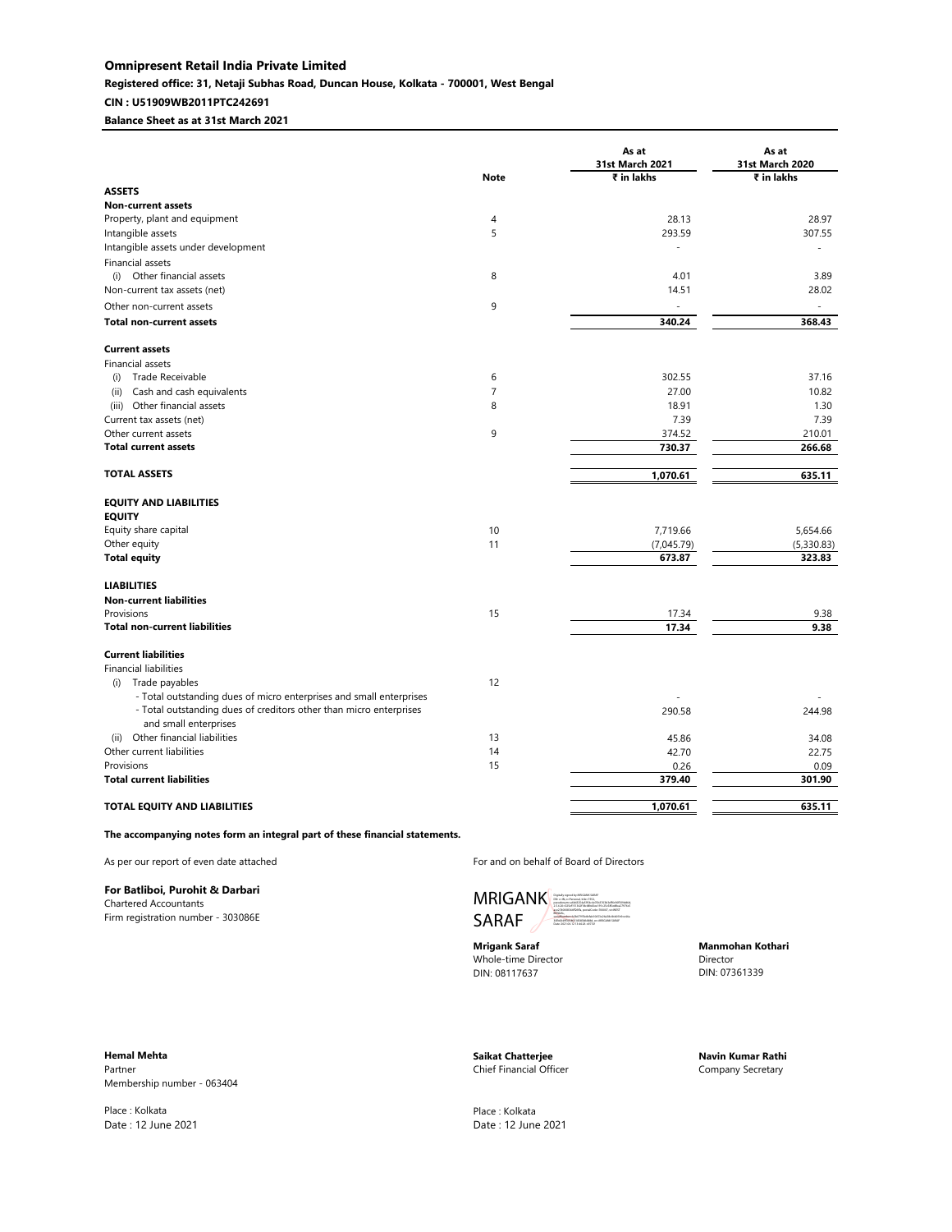**Omnipresent Retail India Private Limited**

**Registered office: 31, Netaji Subhas Road, Duncan House, Kolkata - 700001, West Bengal**

**CIN : U51909WB2011PTC242691**

**Balance Sheet as at 31st March 2021**

| | Note | As at 31st March 2021 ₹ in lakhs | As at 31st March 2020 ₹ in lakhs |
|---|---|---|---|
| **ASSETS** | | | |
| **Non-current assets** | | | |
| Property, plant and equipment | 4 | 28.13 | 28.97 |
| Intangible assets | 5 | 293.59 | 307.55 |
| Intangible assets under development | | - | - |
| Financial assets | | | |
| (i) Other financial assets | 8 | 4.01 | 3.89 |
| Non-current tax assets (net) | | 14.51 | 28.02 |
| Other non-current assets | 9 | - | - |
| **Total non-current assets** | | **340.24** | **368.43** |
| **Current assets** | | | |
| Financial assets | | | |
| (i) Trade Receivable | 6 | 302.55 | 37.16 |
| (ii) Cash and cash equivalents | 7 | 27.00 | 10.82 |
| (iii) Other financial assets | 8 | 18.91 | 1.30 |
| Current tax assets (net) | | 7.39 | 7.39 |
| Other current assets | 9 | 374.52 | 210.01 |
| **Total current assets** | | **730.37** | **266.68** |
| **TOTAL ASSETS** | | **1,070.61** | **635.11** |
| **EQUITY AND LIABILITIES** | | | |
| **EQUITY** | | | |
| Equity share capital | 10 | 7,719.66 | 5,654.66 |
| Other equity | 11 | (7,045.79) | (5,330.83) |
| **Total equity** | | **673.87** | **323.83** |
| **LIABILITIES** | | | |
| **Non-current liabilities** | | | |
| Provisions | 15 | 17.34 | 9.38 |
| **Total non-current liabilities** | | **17.34** | **9.38** |
| **Current liabilities** | | | |
| Financial liabilities | | | |
| (i) Trade payables | 12 | | |
| - Total outstanding dues of micro enterprises and small enterprises | | - | - |
| - Total outstanding dues of creditors other than micro enterprises and small enterprises | | 290.58 | 244.98 |
| (ii) Other financial liabilities | 13 | 45.86 | 34.08 |
| Other current liabilities | 14 | 42.70 | 22.75 |
| Provisions | 15 | 0.26 | 0.09 |
| **Total current liabilities** | | **379.40** | **301.90** |
| **TOTAL EQUITY AND LIABILITIES** | | **1,070.61** | **635.11** |

**The accompanying notes form an integral part of these financial statements.**

As per our report of even date attached

**For Batliboi, Purohit & Darbari**
Chartered Accountants
Firm registration number - 303086E

For and on behalf of Board of Directors

MRIGANK SARAF

**Mrigank Saraf**
Whole-time Director
DIN: 08117637

**Manmohan Kothari**
Director
DIN: 07361339

**Hemal Mehta**
Partner
Membership number - 063404

Place : Kolkata
Date : 12 June 2021

**Saikat Chatterjee**
Chief Financial Officer

**Navin Kumar Rathi**
Company Secretary

Place : Kolkata
Date : 12 June 2021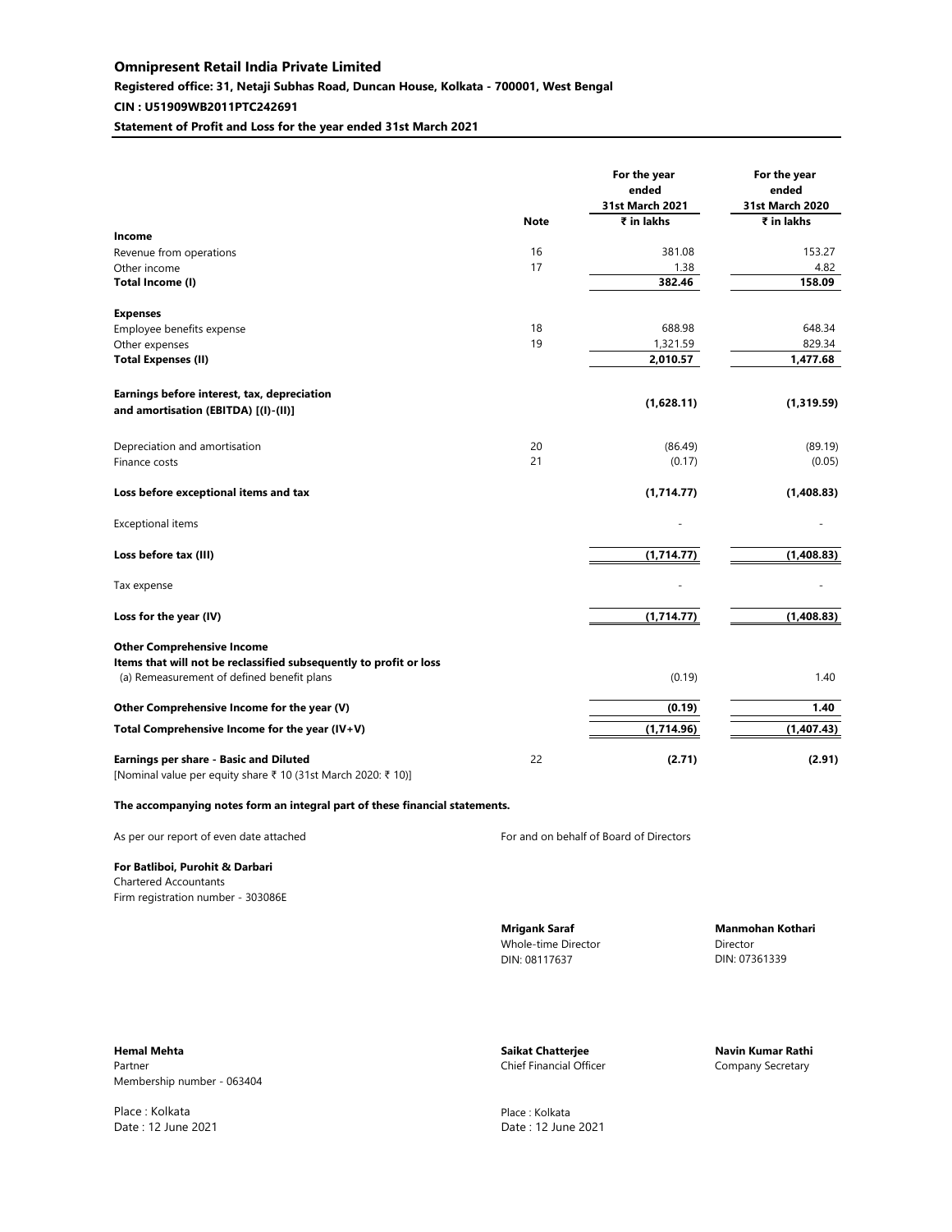**Omnipresent Retail India Private Limited**

**Registered office: 31, Netaji Subhas Road, Duncan House, Kolkata - 700001, West Bengal**

**CIN : U51909WB2011PTC242691**

**Statement of Profit and Loss for the year ended 31st March 2021**

| | Note | For the year ended 31st March 2021 ₹ in lakhs | For the year ended 31st March 2020 ₹ in lakhs |
|---|---|---|---|
| **Income** | | | |
| Revenue from operations | 16 | 381.08 | 153.27 |
| Other income | 17 | 1.38 | 4.82 |
| **Total Income (I)** | | **382.46** | **158.09** |
| **Expenses** | | | |
| Employee benefits expense | 18 | 688.98 | 648.34 |
| Other expenses | 19 | 1,321.59 | 829.34 |
| **Total Expenses (II)** | | **2,010.57** | **1,477.68** |
| **Earnings before interest, tax, depreciation and amortisation (EBITDA) [(I)-(II)]** | | **(1,628.11)** | **(1,319.59)** |
| Depreciation and amortisation | 20 | (86.49) | (89.19) |
| Finance costs | 21 | (0.17) | (0.05) |
| **Loss before exceptional items and tax** | | **(1,714.77)** | **(1,408.83)** |
| Exceptional items | | - | - |
| **Loss before tax (III)** | | **(1,714.77)** | **(1,408.83)** |
| Tax expense | | - | - |
| **Loss for the year (IV)** | | **(1,714.77)** | **(1,408.83)** |
| **Other Comprehensive Income** | | | |
| **Items that will not be reclassified subsequently to profit or loss** | | | |
| (a) Remeasurement of defined benefit plans | | (0.19) | 1.40 |
| **Other Comprehensive Income for the year (V)** | | **(0.19)** | **1.40** |
| **Total Comprehensive Income for the year (IV+V)** | | **(1,714.96)** | **(1,407.43)** |
| **Earnings per share - Basic and Diluted** [Nominal value per equity share ₹ 10 (31st March 2020: ₹ 10)] | 22 | **(2.71)** | **(2.91)** |

**The accompanying notes form an integral part of these financial statements.**

As per our report of even date attached

**For Batliboi, Purohit & Darbari**
Chartered Accountants
Firm registration number - 303086E

**Hemal Mehta**
Partner
Membership number - 063404

Place : Kolkata
Date : 12 June 2021

For and on behalf of Board of Directors

**Mrigank Saraf**
Whole-time Director
DIN: 08117637

**Manmohan Kothari**
Director
DIN: 07361339

**Saikat Chatterjee**
Chief Financial Officer

**Navin Kumar Rathi**
Company Secretary

Place : Kolkata
Date : 12 June 2021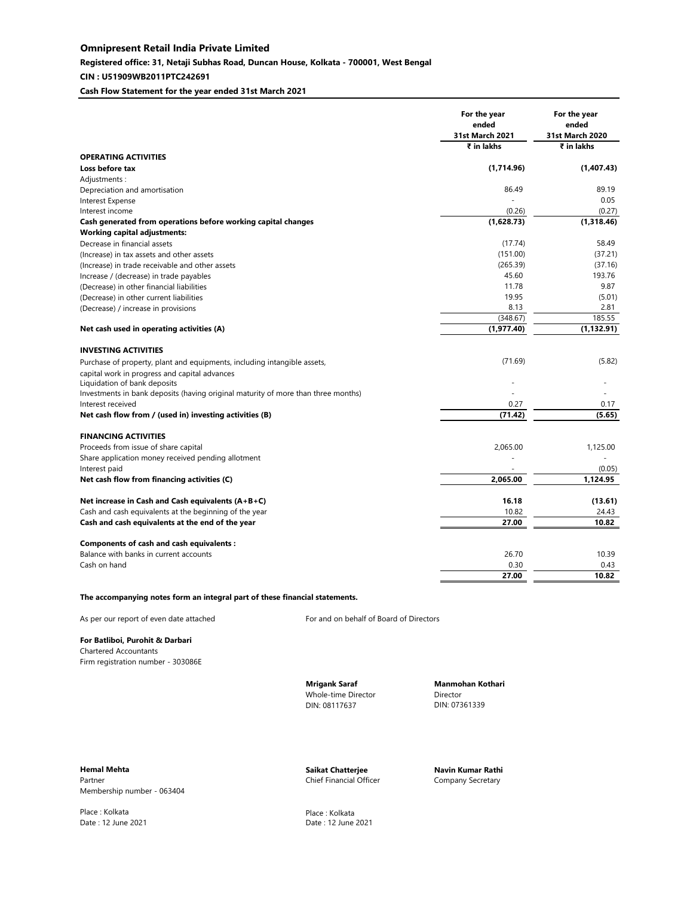**Omnipresent Retail India Private Limited**

**Registered office: 31, Netaji Subhas Road, Duncan House, Kolkata - 700001, West Bengal**

**CIN : U51909WB2011PTC242691**

**Cash Flow Statement for the year ended 31st March 2021**

| | For the year ended 31st March 2021 | For the year ended 31st March 2020 |
|---|---|---|
| | ₹ in lakhs | ₹ in lakhs |
| **OPERATING ACTIVITIES** | | |
| **Loss before tax** | **(1,714.96)** | **(1,407.43)** |
| Adjustments : | | |
| Depreciation and amortisation | 86.49 | 89.19 |
| Interest Expense | - | 0.05 |
| Interest income | (0.26) | (0.27) |
| **Cash generated from operations before working capital changes** | **(1,628.73)** | **(1,318.46)** |
| **Working capital adjustments:** | | |
| Decrease in financial assets | (17.74) | 58.49 |
| (Increase) in tax assets and other assets | (151.00) | (37.21) |
| (Increase) in trade receivable and other assets | (265.39) | (37.16) |
| Increase / (decrease) in trade payables | 45.60 | 193.76 |
| (Decrease) in other financial liabilities | 11.78 | 9.87 |
| (Decrease) in other current liabilities | 19.95 | (5.01) |
| (Decrease) / increase in provisions | 8.13 | 2.81 |
| | (348.67) | 185.55 |
| **Net cash used in operating activities (A)** | **(1,977.40)** | **(1,132.91)** |
| **INVESTING ACTIVITIES** | | |
| Purchase of property, plant and equipments, including intangible assets, capital work in progress and capital advances | (71.69) | (5.82) |
| Liquidation of bank deposits | - | - |
| Investments in bank deposits (having original maturity of more than three months) | - | - |
| Interest received | 0.27 | 0.17 |
| **Net cash flow from / (used in) investing activities (B)** | **(71.42)** | **(5.65)** |
| **FINANCING ACTIVITIES** | | |
| Proceeds from issue of share capital | 2,065.00 | 1,125.00 |
| Share application money received pending allotment | - | - |
| Interest paid | - | (0.05) |
| **Net cash flow from financing activities (C)** | **2,065.00** | **1,124.95** |
| **Net increase in Cash and Cash equivalents (A+B+C)** | **16.18** | **(13.61)** |
| Cash and cash equivalents at the beginning of the year | 10.82 | 24.43 |
| **Cash and cash equivalents at the end of the year** | **27.00** | **10.82** |
| **Components of cash and cash equivalents :** | | |
| Balance with banks in current accounts | 26.70 | 10.39 |
| Cash on hand | 0.30 | 0.43 |
| | **27.00** | **10.82** |

**The accompanying notes form an integral part of these financial statements.**

As per our report of even date attached

For and on behalf of Board of Directors

**For Batliboi, Purohit & Darbari**
Chartered Accountants
Firm registration number - 303086E

**Mrigank Saraf**
Whole-time Director
DIN: 08117637

**Manmohan Kothari**
Director
DIN: 07361339

**Hemal Mehta**
Partner
Membership number - 063404

**Saikat Chatterjee**
Chief Financial Officer

**Navin Kumar Rathi**
Company Secretary

Place : Kolkata
Date : 12 June 2021

Place : Kolkata
Date : 12 June 2021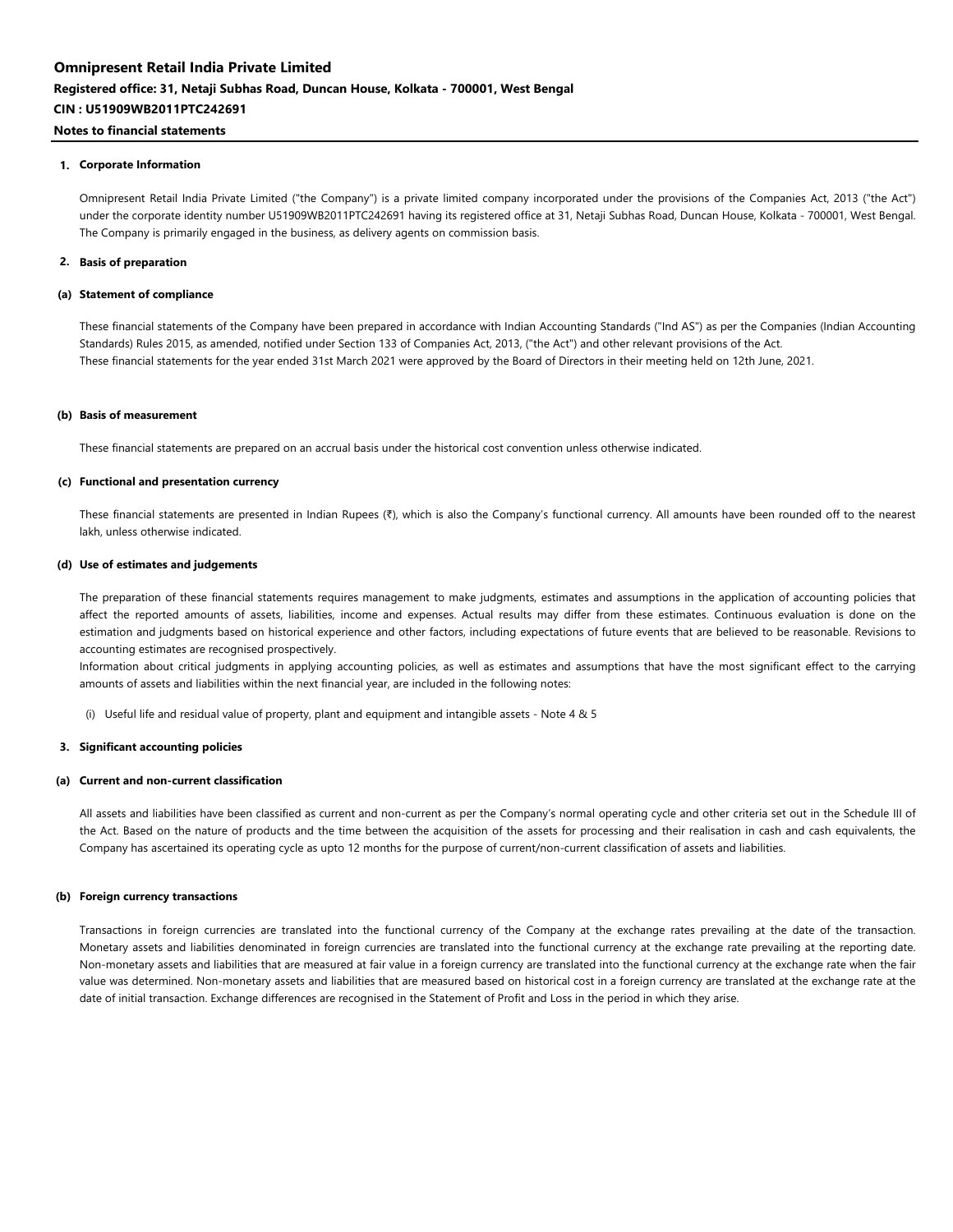**Omnipresent Retail India Private Limited**

**Registered office: 31, Netaji Subhas Road, Duncan House, Kolkata - 700001, West Bengal**

**CIN : U51909WB2011PTC242691**

**Notes to financial statements**

### 1. Corporate Information

Omnipresent Retail India Private Limited ("the Company") is a private limited company incorporated under the provisions of the Companies Act, 2013 ("the Act") under the corporate identity number U51909WB2011PTC242691 having its registered office at 31, Netaji Subhas Road, Duncan House, Kolkata - 700001, West Bengal. The Company is primarily engaged in the business, as delivery agents on commission basis.

### 2. Basis of preparation

#### (a) Statement of compliance

These financial statements of the Company have been prepared in accordance with Indian Accounting Standards ("Ind AS") as per the Companies (Indian Accounting Standards) Rules 2015, as amended, notified under Section 133 of Companies Act, 2013, ("the Act") and other relevant provisions of the Act.
These financial statements for the year ended 31st March 2021 were approved by the Board of Directors in their meeting held on 12th June, 2021.

#### (b) Basis of measurement

These financial statements are prepared on an accrual basis under the historical cost convention unless otherwise indicated.

#### (c) Functional and presentation currency

These financial statements are presented in Indian Rupees (₹), which is also the Company's functional currency. All amounts have been rounded off to the nearest lakh, unless otherwise indicated.

#### (d) Use of estimates and judgements

The preparation of these financial statements requires management to make judgments, estimates and assumptions in the application of accounting policies that affect the reported amounts of assets, liabilities, income and expenses. Actual results may differ from these estimates. Continuous evaluation is done on the estimation and judgments based on historical experience and other factors, including expectations of future events that are believed to be reasonable. Revisions to accounting estimates are recognised prospectively.
Information about critical judgments in applying accounting policies, as well as estimates and assumptions that have the most significant effect to the carrying amounts of assets and liabilities within the next financial year, are included in the following notes:

(i) Useful life and residual value of property, plant and equipment and intangible assets - Note 4 & 5

### 3. Significant accounting policies

#### (a) Current and non-current classification

All assets and liabilities have been classified as current and non-current as per the Company's normal operating cycle and other criteria set out in the Schedule III of the Act. Based on the nature of products and the time between the acquisition of the assets for processing and their realisation in cash and cash equivalents, the Company has ascertained its operating cycle as upto 12 months for the purpose of current/non-current classification of assets and liabilities.

#### (b) Foreign currency transactions

Transactions in foreign currencies are translated into the functional currency of the Company at the exchange rates prevailing at the date of the transaction. Monetary assets and liabilities denominated in foreign currencies are translated into the functional currency at the exchange rate prevailing at the reporting date. Non-monetary assets and liabilities that are measured at fair value in a foreign currency are translated into the functional currency at the exchange rate when the fair value was determined. Non-monetary assets and liabilities that are measured based on historical cost in a foreign currency are translated at the exchange rate at the date of initial transaction. Exchange differences are recognised in the Statement of Profit and Loss in the period in which they arise.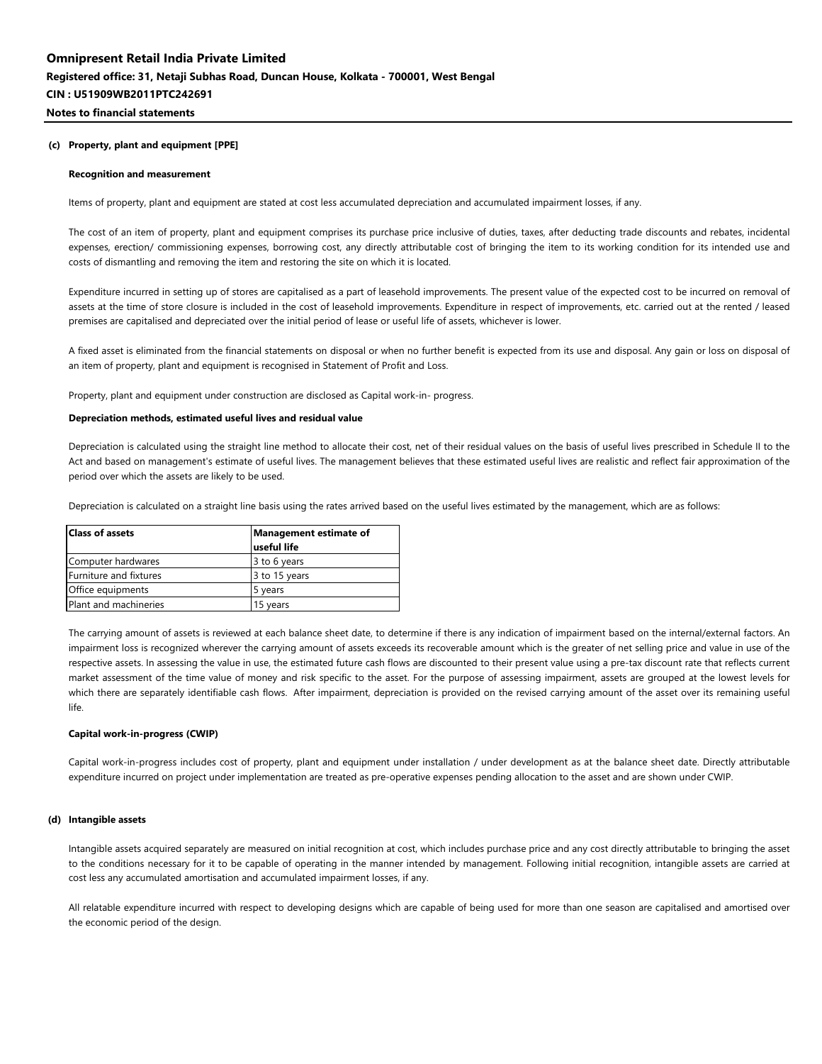**(c) Property, plant and equipment [PPE]**

**Recognition and measurement**

Items of property, plant and equipment are stated at cost less accumulated depreciation and accumulated impairment losses, if any.

The cost of an item of property, plant and equipment comprises its purchase price inclusive of duties, taxes, after deducting trade discounts and rebates, incidental expenses, erection/ commissioning expenses, borrowing cost, any directly attributable cost of bringing the item to its working condition for its intended use and costs of dismantling and removing the item and restoring the site on which it is located.

Expenditure incurred in setting up of stores are capitalised as a part of leasehold improvements. The present value of the expected cost to be incurred on removal of assets at the time of store closure is included in the cost of leasehold improvements. Expenditure in respect of improvements, etc. carried out at the rented / leased premises are capitalised and depreciated over the initial period of lease or useful life of assets, whichever is lower.

A fixed asset is eliminated from the financial statements on disposal or when no further benefit is expected from its use and disposal. Any gain or loss on disposal of an item of property, plant and equipment is recognised in Statement of Profit and Loss.

Property, plant and equipment under construction are disclosed as Capital work-in- progress.

**Depreciation methods, estimated useful lives and residual value**

Depreciation is calculated using the straight line method to allocate their cost, net of their residual values on the basis of useful lives prescribed in Schedule II to the Act and based on management's estimate of useful lives. The management believes that these estimated useful lives are realistic and reflect fair approximation of the period over which the assets are likely to be used.

Depreciation is calculated on a straight line basis using the rates arrived based on the useful lives estimated by the management, which are as follows:

| Class of assets | Management estimate of useful life |
|---|---|
| Computer hardwares | 3 to 6 years |
| Furniture and fixtures | 3 to 15 years |
| Office equipments | 5 years |
| Plant and machineries | 15 years |

The carrying amount of assets is reviewed at each balance sheet date, to determine if there is any indication of impairment based on the internal/external factors. An impairment loss is recognized wherever the carrying amount of assets exceeds its recoverable amount which is the greater of net selling price and value in use of the respective assets. In assessing the value in use, the estimated future cash flows are discounted to their present value using a pre-tax discount rate that reflects current market assessment of the time value of money and risk specific to the asset. For the purpose of assessing impairment, assets are grouped at the lowest levels for which there are separately identifiable cash flows. After impairment, depreciation is provided on the revised carrying amount of the asset over its remaining useful life.

**Capital work-in-progress (CWIP)**

Capital work-in-progress includes cost of property, plant and equipment under installation / under development as at the balance sheet date. Directly attributable expenditure incurred on project under implementation are treated as pre-operative expenses pending allocation to the asset and are shown under CWIP.

**(d) Intangible assets**

Intangible assets acquired separately are measured on initial recognition at cost, which includes purchase price and any cost directly attributable to bringing the asset to the conditions necessary for it to be capable of operating in the manner intended by management. Following initial recognition, intangible assets are carried at cost less any accumulated amortisation and accumulated impairment losses, if any.

All relatable expenditure incurred with respect to developing designs which are capable of being used for more than one season are capitalised and amortised over the economic period of the design.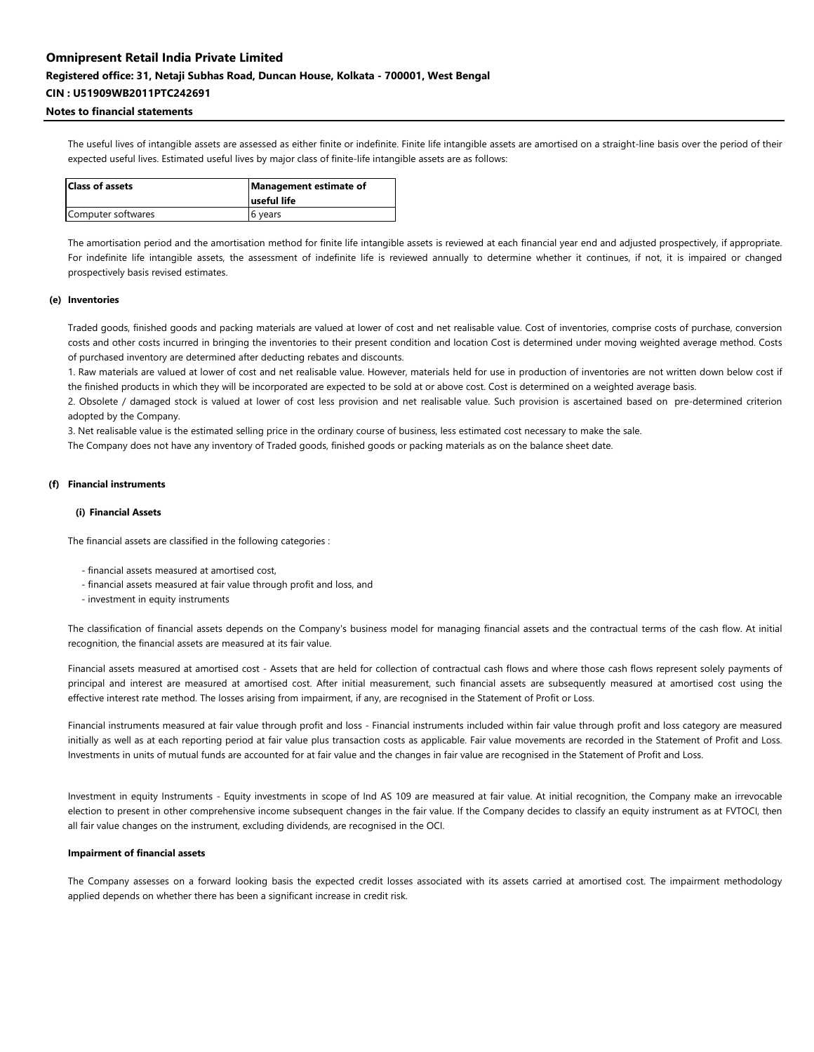The useful lives of intangible assets are assessed as either finite or indefinite. Finite life intangible assets are amortised on a straight-line basis over the period of their expected useful lives. Estimated useful lives by major class of finite-life intangible assets are as follows:

| Class of assets | Management estimate of useful life |
|---|---|
| Computer softwares | 6 years |

The amortisation period and the amortisation method for finite life intangible assets is reviewed at each financial year end and adjusted prospectively, if appropriate. For indefinite life intangible assets, the assessment of indefinite life is reviewed annually to determine whether it continues, if not, it is impaired or changed prospectively basis revised estimates.

**(e) Inventories**

Traded goods, finished goods and packing materials are valued at lower of cost and net realisable value. Cost of inventories, comprise costs of purchase, conversion costs and other costs incurred in bringing the inventories to their present condition and location Cost is determined under moving weighted average method. Costs of purchased inventory are determined after deducting rebates and discounts.

1. Raw materials are valued at lower of cost and net realisable value. However, materials held for use in production of inventories are not written down below cost if the finished products in which they will be incorporated are expected to be sold at or above cost. Cost is determined on a weighted average basis.
2. Obsolete / damaged stock is valued at lower of cost less provision and net realisable value. Such provision is ascertained based on pre-determined criterion adopted by the Company.
3. Net realisable value is the estimated selling price in the ordinary course of business, less estimated cost necessary to make the sale.

The Company does not have any inventory of Traded goods, finished goods or packing materials as on the balance sheet date.

**(f) Financial instruments**

**(i) Financial Assets**

The financial assets are classified in the following categories :

- financial assets measured at amortised cost,
- financial assets measured at fair value through profit and loss, and
- investment in equity instruments

The classification of financial assets depends on the Company's business model for managing financial assets and the contractual terms of the cash flow. At initial recognition, the financial assets are measured at its fair value.

Financial assets measured at amortised cost - Assets that are held for collection of contractual cash flows and where those cash flows represent solely payments of principal and interest are measured at amortised cost. After initial measurement, such financial assets are subsequently measured at amortised cost using the effective interest rate method. The losses arising from impairment, if any, are recognised in the Statement of Profit or Loss.

Financial instruments measured at fair value through profit and loss - Financial instruments included within fair value through profit and loss category are measured initially as well as at each reporting period at fair value plus transaction costs as applicable. Fair value movements are recorded in the Statement of Profit and Loss. Investments in units of mutual funds are accounted for at fair value and the changes in fair value are recognised in the Statement of Profit and Loss.

Investment in equity Instruments - Equity investments in scope of Ind AS 109 are measured at fair value. At initial recognition, the Company make an irrevocable election to present in other comprehensive income subsequent changes in the fair value. If the Company decides to classify an equity instrument as at FVTOCI, then all fair value changes on the instrument, excluding dividends, are recognised in the OCI.

**Impairment of financial assets**

The Company assesses on a forward looking basis the expected credit losses associated with its assets carried at amortised cost. The impairment methodology applied depends on whether there has been a significant increase in credit risk.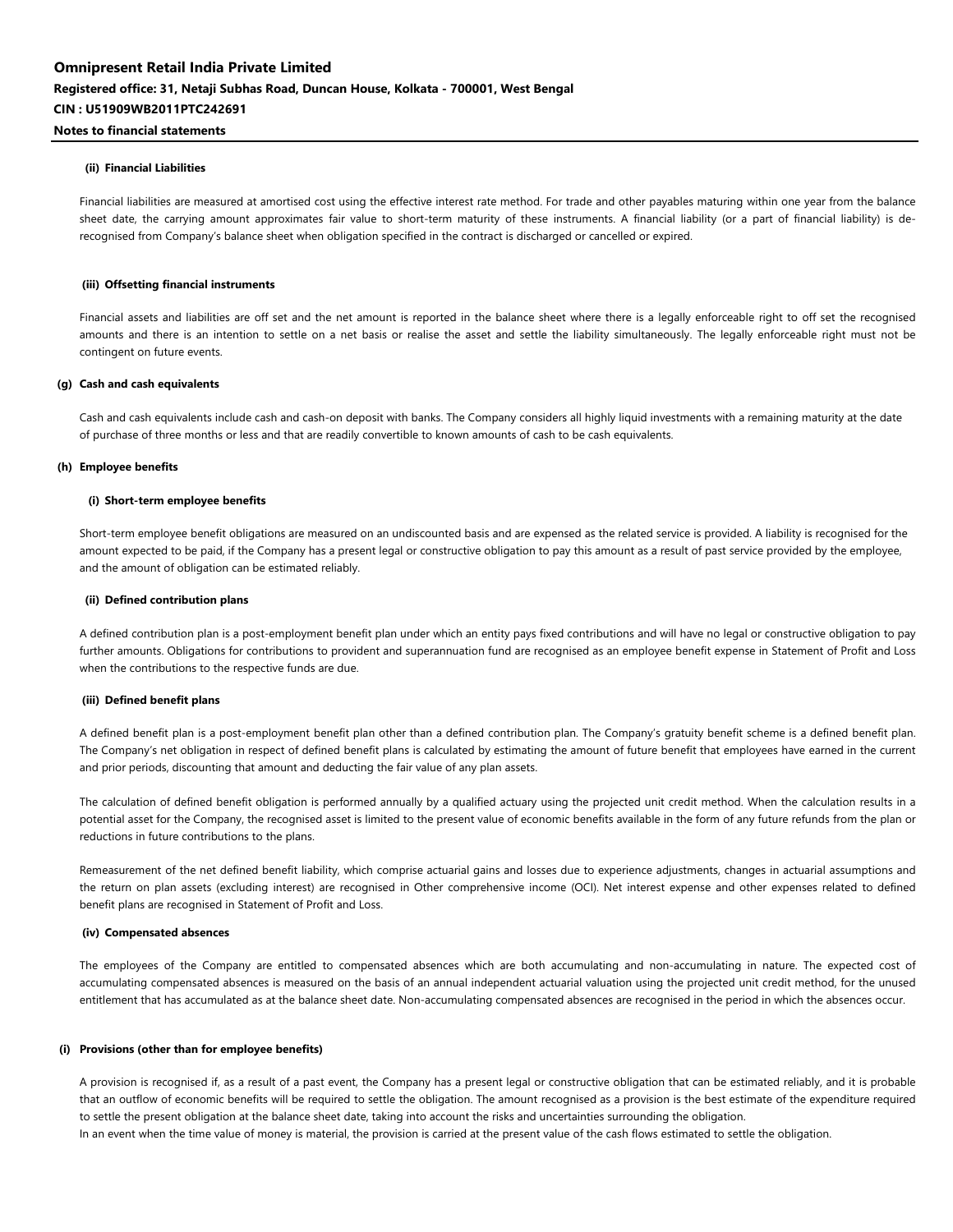**(ii) Financial Liabilities**

Financial liabilities are measured at amortised cost using the effective interest rate method. For trade and other payables maturing within one year from the balance sheet date, the carrying amount approximates fair value to short-term maturity of these instruments. A financial liability (or a part of financial liability) is de-recognised from Company's balance sheet when obligation specified in the contract is discharged or cancelled or expired.

**(iii) Offsetting financial instruments**

Financial assets and liabilities are off set and the net amount is reported in the balance sheet where there is a legally enforceable right to off set the recognised amounts and there is an intention to settle on a net basis or realise the asset and settle the liability simultaneously. The legally enforceable right must not be contingent on future events.

**(g) Cash and cash equivalents**

Cash and cash equivalents include cash and cash-on deposit with banks. The Company considers all highly liquid investments with a remaining maturity at the date of purchase of three months or less and that are readily convertible to known amounts of cash to be cash equivalents.

**(h) Employee benefits**

**(i) Short-term employee benefits**

Short-term employee benefit obligations are measured on an undiscounted basis and are expensed as the related service is provided. A liability is recognised for the amount expected to be paid, if the Company has a present legal or constructive obligation to pay this amount as a result of past service provided by the employee, and the amount of obligation can be estimated reliably.

**(ii) Defined contribution plans**

A defined contribution plan is a post-employment benefit plan under which an entity pays fixed contributions and will have no legal or constructive obligation to pay further amounts. Obligations for contributions to provident and superannuation fund are recognised as an employee benefit expense in Statement of Profit and Loss when the contributions to the respective funds are due.

**(iii) Defined benefit plans**

A defined benefit plan is a post-employment benefit plan other than a defined contribution plan. The Company's gratuity benefit scheme is a defined benefit plan. The Company's net obligation in respect of defined benefit plans is calculated by estimating the amount of future benefit that employees have earned in the current and prior periods, discounting that amount and deducting the fair value of any plan assets.

The calculation of defined benefit obligation is performed annually by a qualified actuary using the projected unit credit method. When the calculation results in a potential asset for the Company, the recognised asset is limited to the present value of economic benefits available in the form of any future refunds from the plan or reductions in future contributions to the plans.

Remeasurement of the net defined benefit liability, which comprise actuarial gains and losses due to experience adjustments, changes in actuarial assumptions and the return on plan assets (excluding interest) are recognised in Other comprehensive income (OCI). Net interest expense and other expenses related to defined benefit plans are recognised in Statement of Profit and Loss.

**(iv) Compensated absences**

The employees of the Company are entitled to compensated absences which are both accumulating and non-accumulating in nature. The expected cost of accumulating compensated absences is measured on the basis of an annual independent actuarial valuation using the projected unit credit method, for the unused entitlement that has accumulated as at the balance sheet date. Non-accumulating compensated absences are recognised in the period in which the absences occur.

**(i) Provisions (other than for employee benefits)**

A provision is recognised if, as a result of a past event, the Company has a present legal or constructive obligation that can be estimated reliably, and it is probable that an outflow of economic benefits will be required to settle the obligation. The amount recognised as a provision is the best estimate of the expenditure required to settle the present obligation at the balance sheet date, taking into account the risks and uncertainties surrounding the obligation.
In an event when the time value of money is material, the provision is carried at the present value of the cash flows estimated to settle the obligation.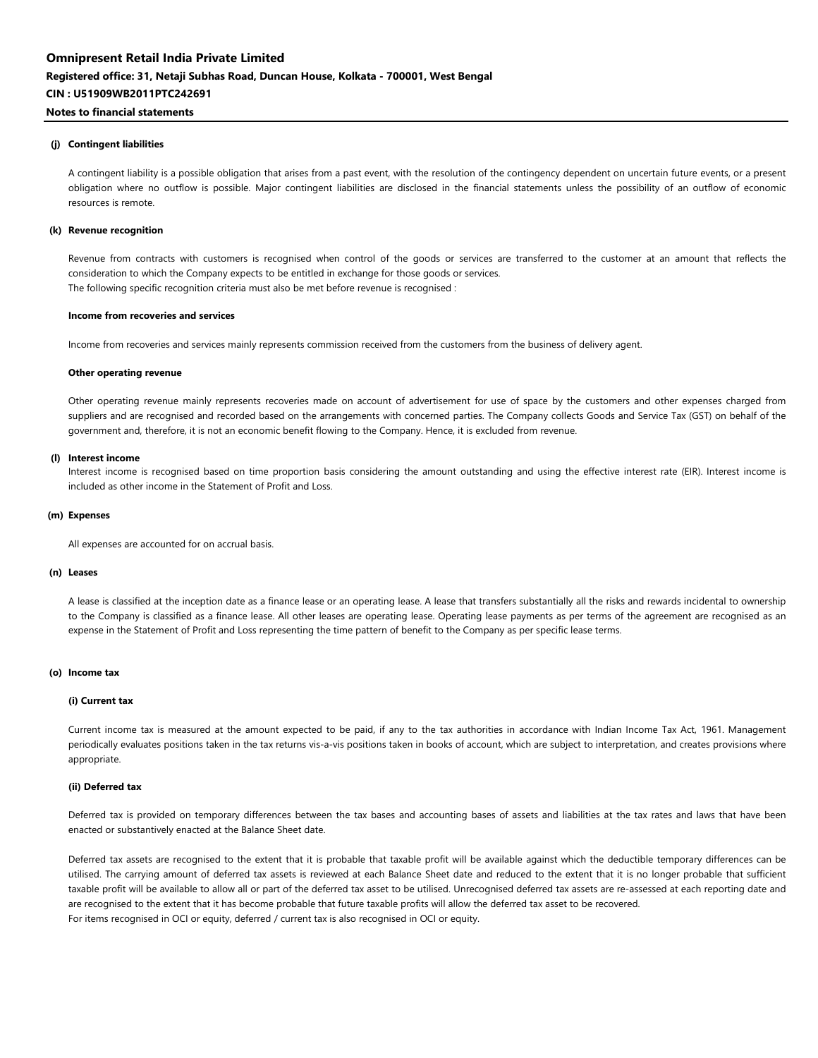**Omnipresent Retail India Private Limited**
**Registered office: 31, Netaji Subhas Road, Duncan House, Kolkata - 700001, West Bengal**
**CIN : U51909WB2011PTC242691**
**Notes to financial statements**

**(j) Contingent liabilities**

A contingent liability is a possible obligation that arises from a past event, with the resolution of the contingency dependent on uncertain future events, or a present obligation where no outflow is possible. Major contingent liabilities are disclosed in the financial statements unless the possibility of an outflow of economic resources is remote.

**(k) Revenue recognition**

Revenue from contracts with customers is recognised when control of the goods or services are transferred to the customer at an amount that reflects the consideration to which the Company expects to be entitled in exchange for those goods or services.
The following specific recognition criteria must also be met before revenue is recognised :

**Income from recoveries and services**

Income from recoveries and services mainly represents commission received from the customers from the business of delivery agent.

**Other operating revenue**

Other operating revenue mainly represents recoveries made on account of advertisement for use of space by the customers and other expenses charged from suppliers and are recognised and recorded based on the arrangements with concerned parties. The Company collects Goods and Service Tax (GST) on behalf of the government and, therefore, it is not an economic benefit flowing to the Company. Hence, it is excluded from revenue.

**(l) Interest income**

Interest income is recognised based on time proportion basis considering the amount outstanding and using the effective interest rate (EIR). Interest income is included as other income in the Statement of Profit and Loss.

**(m) Expenses**

All expenses are accounted for on accrual basis.

**(n) Leases**

A lease is classified at the inception date as a finance lease or an operating lease. A lease that transfers substantially all the risks and rewards incidental to ownership to the Company is classified as a finance lease. All other leases are operating lease. Operating lease payments as per terms of the agreement are recognised as an expense in the Statement of Profit and Loss representing the time pattern of benefit to the Company as per specific lease terms.

**(o) Income tax**

**(i) Current tax**

Current income tax is measured at the amount expected to be paid, if any to the tax authorities in accordance with Indian Income Tax Act, 1961. Management periodically evaluates positions taken in the tax returns vis-a-vis positions taken in books of account, which are subject to interpretation, and creates provisions where appropriate.

**(ii) Deferred tax**

Deferred tax is provided on temporary differences between the tax bases and accounting bases of assets and liabilities at the tax rates and laws that have been enacted or substantively enacted at the Balance Sheet date.

Deferred tax assets are recognised to the extent that it is probable that taxable profit will be available against which the deductible temporary differences can be utilised. The carrying amount of deferred tax assets is reviewed at each Balance Sheet date and reduced to the extent that it is no longer probable that sufficient taxable profit will be available to allow all or part of the deferred tax asset to be utilised. Unrecognised deferred tax assets are re-assessed at each reporting date and are recognised to the extent that it has become probable that future taxable profits will allow the deferred tax asset to be recovered.
For items recognised in OCI or equity, deferred / current tax is also recognised in OCI or equity.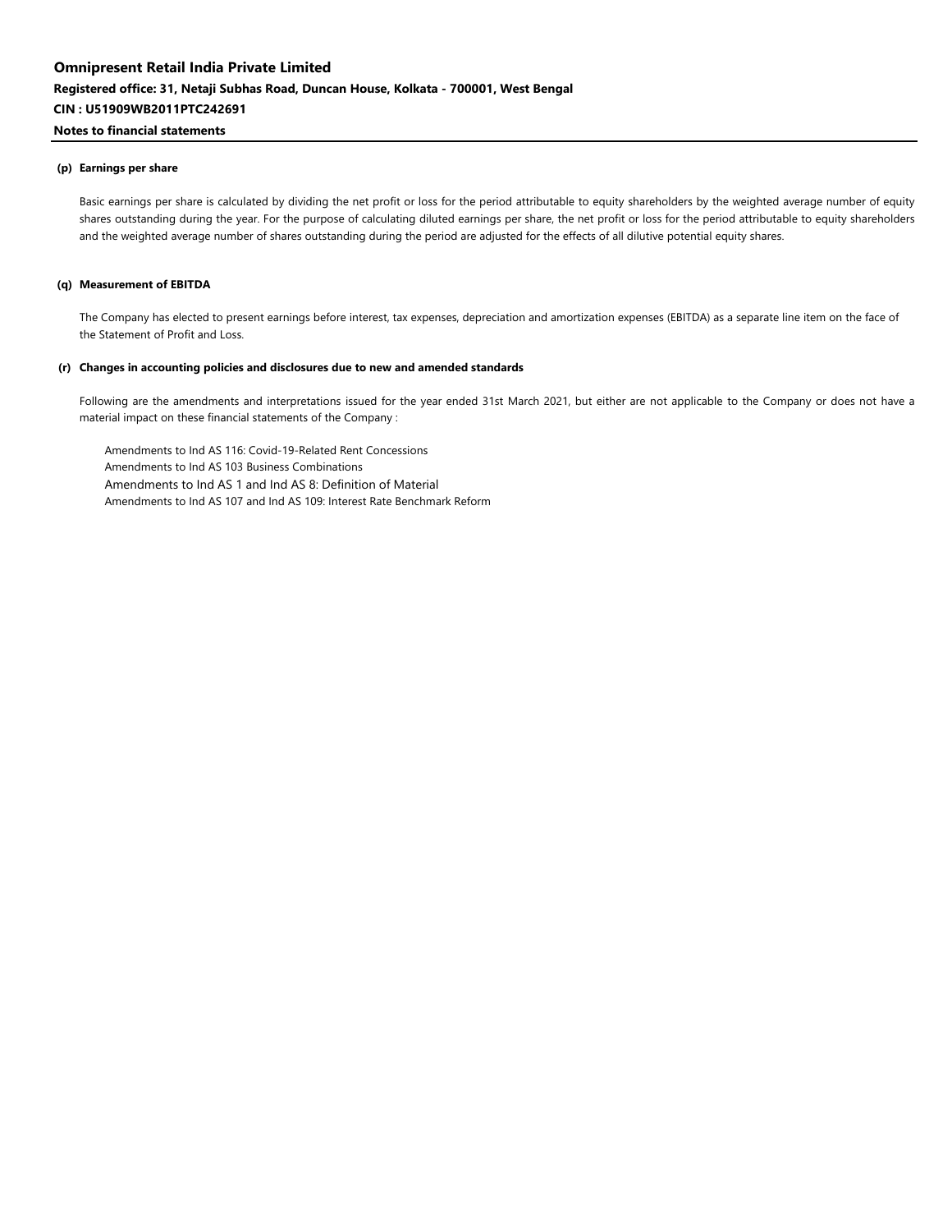**(p) Earnings per share**

Basic earnings per share is calculated by dividing the net profit or loss for the period attributable to equity shareholders by the weighted average number of equity shares outstanding during the year. For the purpose of calculating diluted earnings per share, the net profit or loss for the period attributable to equity shareholders and the weighted average number of shares outstanding during the period are adjusted for the effects of all dilutive potential equity shares.

**(q) Measurement of EBITDA**

The Company has elected to present earnings before interest, tax expenses, depreciation and amortization expenses (EBITDA) as a separate line item on the face of the Statement of Profit and Loss.

**(r) Changes in accounting policies and disclosures due to new and amended standards**

Following are the amendments and interpretations issued for the year ended 31st March 2021, but either are not applicable to the Company or does not have a material impact on these financial statements of the Company :

Amendments to Ind AS 116: Covid-19-Related Rent Concessions
Amendments to Ind AS 103 Business Combinations
Amendments to Ind AS 1 and Ind AS 8: Definition of Material
Amendments to Ind AS 107 and Ind AS 109: Interest Rate Benchmark Reform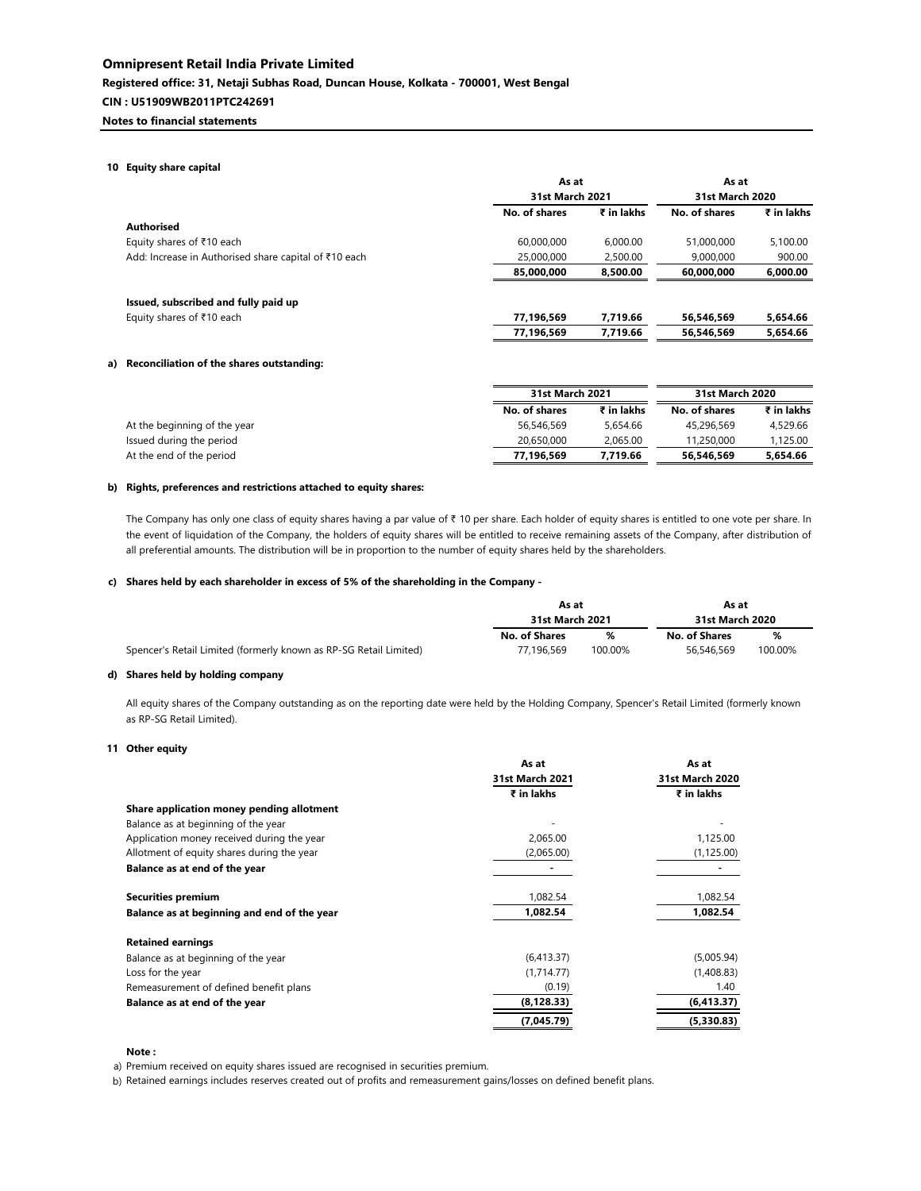# Omnipresent Retail India Private Limited

**Registered office: 31, Netaji Subhas Road, Duncan House, Kolkata - 700001, West Bengal**

**CIN : U51909WB2011PTC242691**

**Notes to financial statements**

## 10 Equity share capital

| | As at 31st March 2021 | | As at 31st March 2020 | |
|---|---|---|---|---|
| | No. of shares | ₹ in lakhs | No. of shares | ₹ in lakhs |
| **Authorised** | | | | |
| Equity shares of ₹10 each | 60,000,000 | 6,000.00 | 51,000,000 | 5,100.00 |
| Add: Increase in Authorised share capital of ₹10 each | 25,000,000 | 2,500.00 | 9,000,000 | 900.00 |
| | **85,000,000** | **8,500.00** | **60,000,000** | **6,000.00** |
| **Issued, subscribed and fully paid up** | | | | |
| Equity shares of ₹10 each | **77,196,569** | **7,719.66** | **56,546,569** | **5,654.66** |
| | **77,196,569** | **7,719.66** | **56,546,569** | **5,654.66** |

### a) Reconciliation of the shares outstanding:

| | 31st March 2021 | | 31st March 2020 | |
|---|---|---|---|---|
| | No. of shares | ₹ in lakhs | No. of shares | ₹ in lakhs |
| At the beginning of the year | 56,546,569 | 5,654.66 | 45,296,569 | 4,529.66 |
| Issued during the period | 20,650,000 | 2,065.00 | 11,250,000 | 1,125.00 |
| At the end of the period | **77,196,569** | **7,719.66** | **56,546,569** | **5,654.66** |

### b) Rights, preferences and restrictions attached to equity shares:

The Company has only one class of equity shares having a par value of ₹ 10 per share. Each holder of equity shares is entitled to one vote per share. In the event of liquidation of the Company, the holders of equity shares will be entitled to receive remaining assets of the Company, after distribution of all preferential amounts. The distribution will be in proportion to the number of equity shares held by the shareholders.

### c) Shares held by each shareholder in excess of 5% of the shareholding in the Company -

| | As at 31st March 2021 | | As at 31st March 2020 | |
|---|---|---|---|---|
| | No. of Shares | % | No. of Shares | % |
| Spencer's Retail Limited (formerly known as RP-SG Retail Limited) | 77,196,569 | 100.00% | 56,546,569 | 100.00% |

### d) Shares held by holding company

All equity shares of the Company outstanding as on the reporting date were held by the Holding Company, Spencer's Retail Limited (formerly known as RP-SG Retail Limited).

## 11 Other equity

| | As at 31st March 2021 | As at 31st March 2020 |
|---|---|---|
| | ₹ in lakhs | ₹ in lakhs |
| **Share application money pending allotment** | | |
| Balance as at beginning of the year | - | - |
| Application money received during the year | 2,065.00 | 1,125.00 |
| Allotment of equity shares during the year | (2,065.00) | (1,125.00) |
| **Balance as at end of the year** | **-** | **-** |
| **Securities premium** | 1,082.54 | 1,082.54 |
| **Balance as at beginning and end of the year** | **1,082.54** | **1,082.54** |
| **Retained earnings** | | |
| Balance as at beginning of the year | (6,413.37) | (5,005.94) |
| Loss for the year | (1,714.77) | (1,408.83) |
| Remeasurement of defined benefit plans | (0.19) | 1.40 |
| **Balance as at end of the year** | **(8,128.33)** | **(6,413.37)** |
| | **(7,045.79)** | **(5,330.83)** |

**Note :**

a) Premium received on equity shares issued are recognised in securities premium.

b) Retained earnings includes reserves created out of profits and remeasurement gains/losses on defined benefit plans.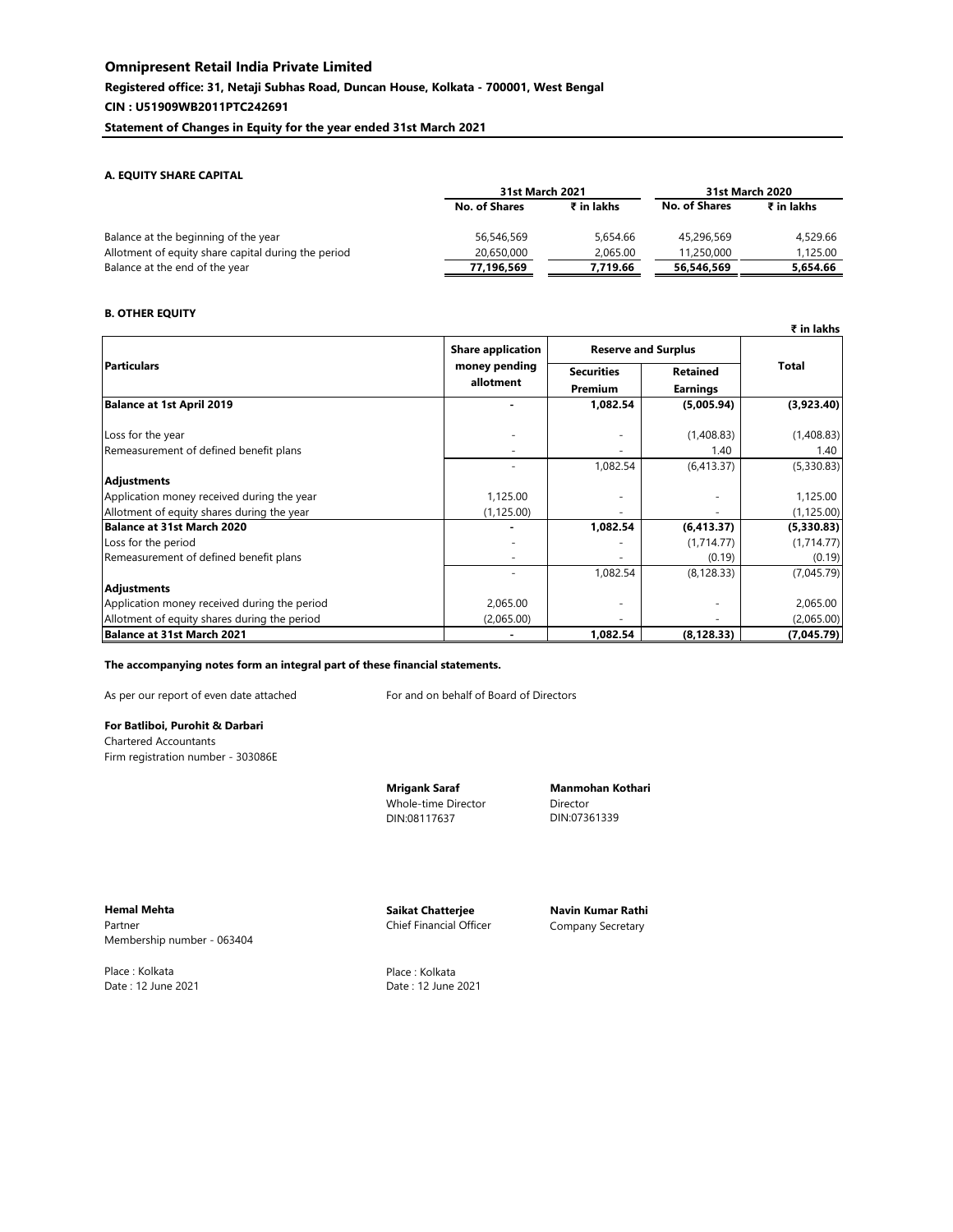## Omnipresent Retail India Private Limited

**Registered office: 31, Netaji Subhas Road, Duncan House, Kolkata - 700001, West Bengal**

**CIN : U51909WB2011PTC242691**

**Statement of Changes in Equity for the year ended 31st March 2021**

### A. EQUITY SHARE CAPITAL

| | 31st March 2021 | | 31st March 2020 | |
|---|---|---|---|---|
| | **No. of Shares** | **₹ in lakhs** | **No. of Shares** | **₹ in lakhs** |
| Balance at the beginning of the year | 56,546,569 | 5,654.66 | 45,296,569 | 4,529.66 |
| Allotment of equity share capital during the period | 20,650,000 | 2,065.00 | 11,250,000 | 1,125.00 |
| Balance at the end of the year | **77,196,569** | **7,719.66** | **56,546,569** | **5,654.66** |

### B. OTHER EQUITY

₹ in lakhs

| Particulars | Share application money pending allotment | Reserve and Surplus | | Total |
|---|---|---|---|---|
| | | **Securities Premium** | **Retained Earnings** | |
| **Balance at 1st April 2019** | **-** | **1,082.54** | **(5,005.94)** | **(3,923.40)** |
| Loss for the year | - | - | (1,408.83) | (1,408.83) |
| Remeasurement of defined benefit plans | - | - | 1.40 | 1.40 |
| | - | 1,082.54 | (6,413.37) | (5,330.83) |
| **Adjustments** | | | | |
| Application money received during the year | 1,125.00 | - | - | 1,125.00 |
| Allotment of equity shares during the year | (1,125.00) | - | - | (1,125.00) |
| **Balance at 31st March 2020** | **-** | **1,082.54** | **(6,413.37)** | **(5,330.83)** |
| Loss for the period | - | - | (1,714.77) | (1,714.77) |
| Remeasurement of defined benefit plans | - | - | (0.19) | (0.19) |
| | - | 1,082.54 | (8,128.33) | (7,045.79) |
| **Adjustments** | | | | |
| Application money received during the period | 2,065.00 | - | - | 2,065.00 |
| Allotment of equity shares during the period | (2,065.00) | - | - | (2,065.00) |
| **Balance at 31st March 2021** | **-** | **1,082.54** | **(8,128.33)** | **(7,045.79)** |

**The accompanying notes form an integral part of these financial statements.**

As per our report of even date attached

For and on behalf of Board of Directors

**For Batliboi, Purohit & Darbari**
Chartered Accountants
Firm registration number - 303086E

**Mrigank Saraf**
Whole-time Director
DIN:08117637

**Manmohan Kothari**
Director
DIN:07361339

**Hemal Mehta**
Partner
Membership number - 063404

**Saikat Chatterjee**
Chief Financial Officer

**Navin Kumar Rathi**
Company Secretary

Place : Kolkata
Date : 12 June 2021

Place : Kolkata
Date : 12 June 2021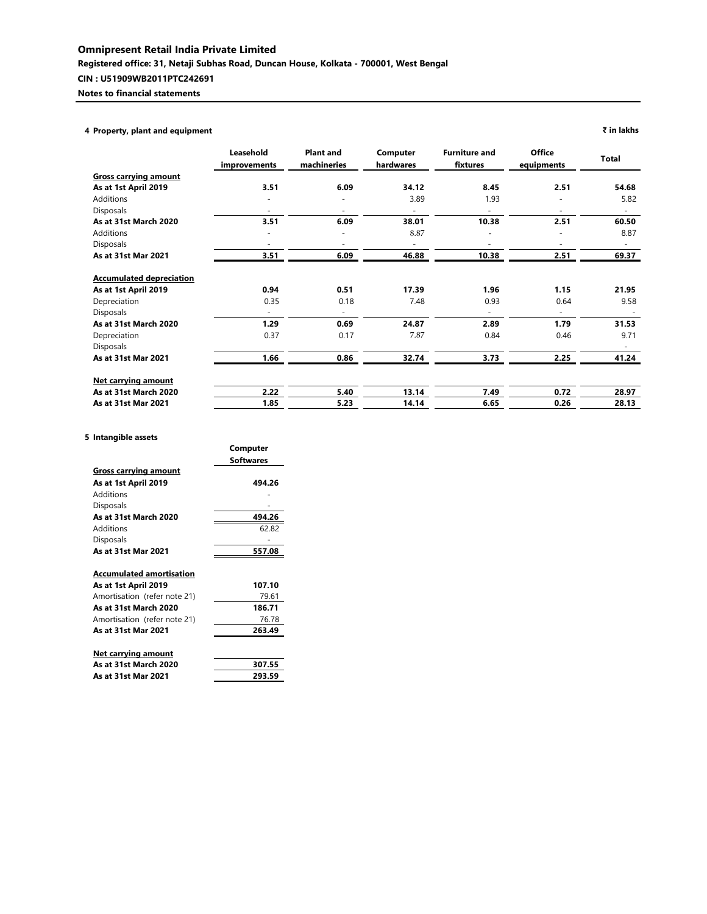**Omnipresent Retail India Private Limited**

**Registered office: 31, Netaji Subhas Road, Duncan House, Kolkata - 700001, West Bengal**

**CIN : U51909WB2011PTC242691**

**Notes to financial statements**

## 4 Property, plant and equipment

₹ in lakhs

| | Leasehold improvements | Plant and machineries | Computer hardwares | Furniture and fixtures | Office equipments | Total |
|---|---|---|---|---|---|---|
| **Gross carrying amount** | | | | | | |
| **As at 1st April 2019** | **3.51** | **6.09** | **34.12** | **8.45** | **2.51** | **54.68** |
| Additions | - | - | 3.89 | 1.93 | - | 5.82 |
| Disposals | - | - | - | - | - | - |
| **As at 31st March 2020** | **3.51** | **6.09** | **38.01** | **10.38** | **2.51** | **60.50** |
| Additions | - | - | 8.87 | - | - | 8.87 |
| Disposals | - | - | - | - | - | - |
| **As at 31st Mar 2021** | **3.51** | **6.09** | **46.88** | **10.38** | **2.51** | **69.37** |
| **Accumulated depreciation** | | | | | | |
| **As at 1st April 2019** | **0.94** | **0.51** | **17.39** | **1.96** | **1.15** | **21.95** |
| Depreciation | 0.35 | 0.18 | 7.48 | 0.93 | 0.64 | 9.58 |
| Disposals | - | - | | - | - | - |
| **As at 31st March 2020** | **1.29** | **0.69** | **24.87** | **2.89** | **1.79** | **31.53** |
| Depreciation | 0.37 | 0.17 | 7.87 | 0.84 | 0.46 | 9.71 |
| Disposals | | | | | | - |
| **As at 31st Mar 2021** | **1.66** | **0.86** | **32.74** | **3.73** | **2.25** | **41.24** |
| **Net carrying amount** | | | | | | |
| **As at 31st March 2020** | **2.22** | **5.40** | **13.14** | **7.49** | **0.72** | **28.97** |
| **As at 31st Mar 2021** | **1.85** | **5.23** | **14.14** | **6.65** | **0.26** | **28.13** |

## 5 Intangible assets

| | Computer Softwares |
|---|---|
| **Gross carrying amount** | |
| **As at 1st April 2019** | **494.26** |
| Additions | - |
| Disposals | - |
| **As at 31st March 2020** | **494.26** |
| Additions | 62.82 |
| Disposals | - |
| **As at 31st Mar 2021** | **557.08** |
| **Accumulated amortisation** | |
| **As at 1st April 2019** | **107.10** |
| Amortisation (refer note 21) | 79.61 |
| **As at 31st March 2020** | **186.71** |
| Amortisation (refer note 21) | 76.78 |
| **As at 31st Mar 2021** | **263.49** |
| **Net carrying amount** | |
| **As at 31st March 2020** | **307.55** |
| **As at 31st Mar 2021** | **293.59** |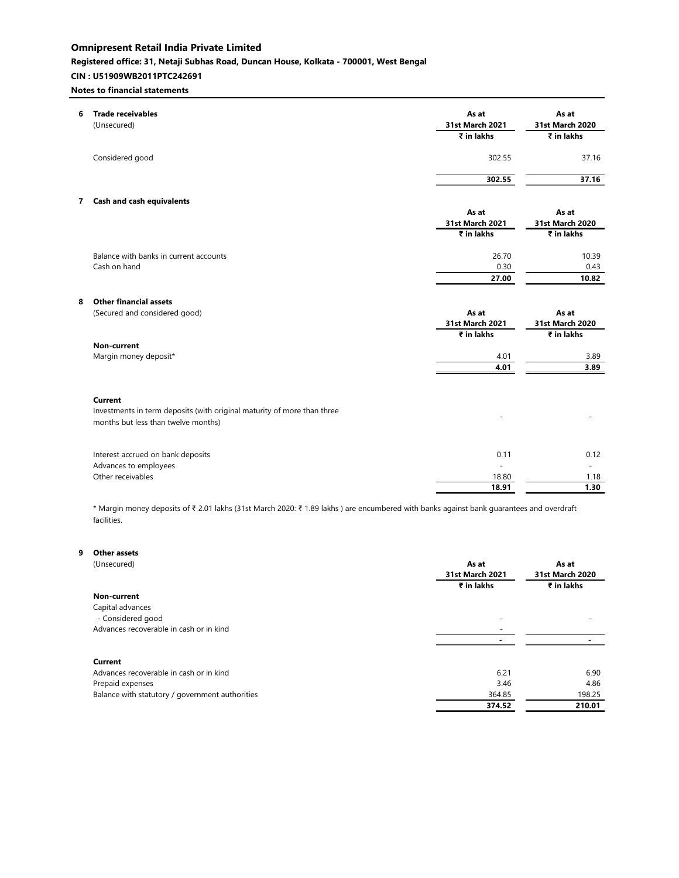**Omnipresent Retail India Private Limited**

**Registered office: 31, Netaji Subhas Road, Duncan House, Kolkata - 700001, West Bengal**

**CIN : U51909WB2011PTC242691**

**Notes to financial statements**

**6 Trade receivables**

| (Unsecured) | As at 31st March 2021 ₹ in lakhs | As at 31st March 2020 ₹ in lakhs |
|---|---|---|
| Considered good | 302.55 | 37.16 |
| | **302.55** | **37.16** |

**7 Cash and cash equivalents**

| | As at 31st March 2021 ₹ in lakhs | As at 31st March 2020 ₹ in lakhs |
|---|---|---|
| Balance with banks in current accounts | 26.70 | 10.39 |
| Cash on hand | 0.30 | 0.43 |
| | **27.00** | **10.82** |

**8 Other financial assets**

| (Secured and considered good) | As at 31st March 2021 ₹ in lakhs | As at 31st March 2020 ₹ in lakhs |
|---|---|---|
| **Non-current** | | |
| Margin money deposit* | 4.01 | 3.89 |
| | **4.01** | **3.89** |
| **Current** | | |
| Investments in term deposits (with original maturity of more than three months but less than twelve months) | - | - |
| Interest accrued on bank deposits | 0.11 | 0.12 |
| Advances to employees | - | - |
| Other receivables | 18.80 | 1.18 |
| | **18.91** | **1.30** |

\* Margin money deposits of ₹ 2.01 lakhs (31st March 2020: ₹ 1.89 lakhs ) are encumbered with banks against bank guarantees and overdraft facilities.

**9 Other assets**

| (Unsecured) | As at 31st March 2021 ₹ in lakhs | As at 31st March 2020 ₹ in lakhs |
|---|---|---|
| **Non-current** | | |
| Capital advances | | |
| - Considered good | - | - |
| Advances recoverable in cash or in kind | - | |
| | **-** | **-** |
| **Current** | | |
| Advances recoverable in cash or in kind | 6.21 | 6.90 |
| Prepaid expenses | 3.46 | 4.86 |
| Balance with statutory / government authorities | 364.85 | 198.25 |
| | **374.52** | **210.01** |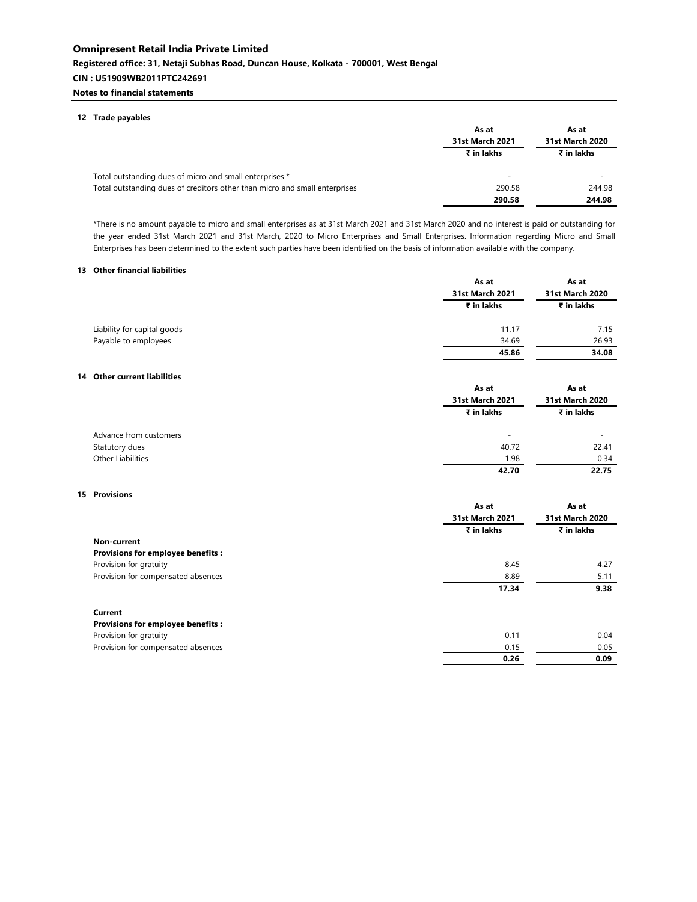**Omnipresent Retail India Private Limited**

**Registered office: 31, Netaji Subhas Road, Duncan House, Kolkata - 700001, West Bengal**

**CIN : U51909WB2011PTC242691**

**Notes to financial statements**

**12 Trade payables**

| | As at 31st March 2021 ₹ in lakhs | As at 31st March 2020 ₹ in lakhs |
|---|---|---|
| Total outstanding dues of micro and small enterprises * | - | - |
| Total outstanding dues of creditors other than micro and small enterprises | 290.58 | 244.98 |
| | **290.58** | **244.98** |

*There is no amount payable to micro and small enterprises as at 31st March 2021 and 31st March 2020 and no interest is paid or outstanding for the year ended 31st March 2021 and 31st March, 2020 to Micro Enterprises and Small Enterprises. Information regarding Micro and Small Enterprises has been determined to the extent such parties have been identified on the basis of information available with the company.

**13 Other financial liabilities**

| | As at 31st March 2021 ₹ in lakhs | As at 31st March 2020 ₹ in lakhs |
|---|---|---|
| Liability for capital goods | 11.17 | 7.15 |
| Payable to employees | 34.69 | 26.93 |
| | **45.86** | **34.08** |

**14 Other current liabilities**

| | As at 31st March 2021 ₹ in lakhs | As at 31st March 2020 ₹ in lakhs |
|---|---|---|
| Advance from customers | - | - |
| Statutory dues | 40.72 | 22.41 |
| Other Liabilities | 1.98 | 0.34 |
| | **42.70** | **22.75** |

**15 Provisions**

| | As at 31st March 2021 ₹ in lakhs | As at 31st March 2020 ₹ in lakhs |
|---|---|---|
| **Non-current** | | |
| **Provisions for employee benefits :** | | |
| Provision for gratuity | 8.45 | 4.27 |
| Provision for compensated absences | 8.89 | 5.11 |
| | **17.34** | **9.38** |
| **Current** | | |
| **Provisions for employee benefits :** | | |
| Provision for gratuity | 0.11 | 0.04 |
| Provision for compensated absences | 0.15 | 0.05 |
| | **0.26** | **0.09** |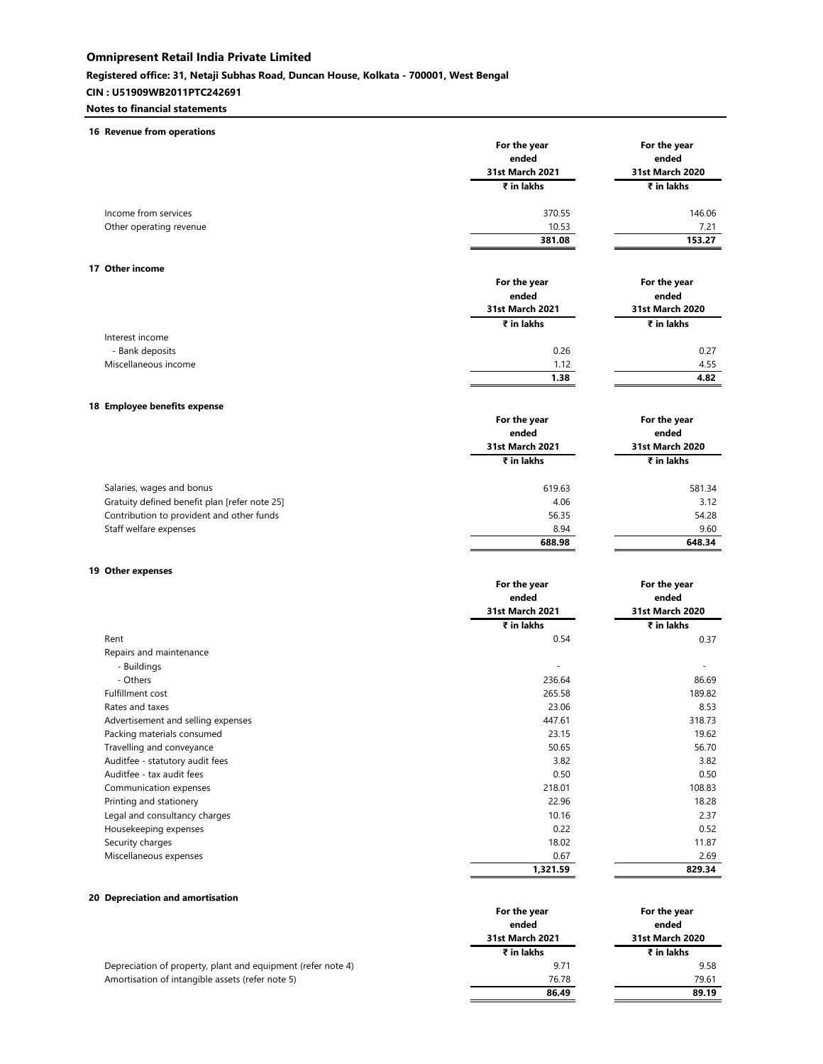**Omnipresent Retail India Private Limited**

**Registered office: 31, Netaji Subhas Road, Duncan House, Kolkata - 700001, West Bengal**

**CIN : U51909WB2011PTC242691**

**Notes to financial statements**

**16 Revenue from operations**

| | For the year ended 31st March 2021 ₹ in lakhs | For the year ended 31st March 2020 ₹ in lakhs |
|---|---|---|
| Income from services | 370.55 | 146.06 |
| Other operating revenue | 10.53 | 7.21 |
| | **381.08** | **153.27** |

**17 Other income**

| | For the year ended 31st March 2021 ₹ in lakhs | For the year ended 31st March 2020 ₹ in lakhs |
|---|---|---|
| Interest income | | |
| - Bank deposits | 0.26 | 0.27 |
| Miscellaneous income | 1.12 | 4.55 |
| | **1.38** | **4.82** |

**18 Employee benefits expense**

| | For the year ended 31st March 2021 ₹ in lakhs | For the year ended 31st March 2020 ₹ in lakhs |
|---|---|---|
| Salaries, wages and bonus | 619.63 | 581.34 |
| Gratuity defined benefit plan [refer note 25] | 4.06 | 3.12 |
| Contribution to provident and other funds | 56.35 | 54.28 |
| Staff welfare expenses | 8.94 | 9.60 |
| | **688.98** | **648.34** |

**19 Other expenses**

| | For the year ended 31st March 2021 ₹ in lakhs | For the year ended 31st March 2020 ₹ in lakhs |
|---|---|---|
| Rent | 0.54 | 0.37 |
| Repairs and maintenance | | |
| - Buildings | - | - |
| - Others | 236.64 | 86.69 |
| Fulfillment cost | 265.58 | 189.82 |
| Rates and taxes | 23.06 | 8.53 |
| Advertisement and selling expenses | 447.61 | 318.73 |
| Packing materials consumed | 23.15 | 19.62 |
| Travelling and conveyance | 50.65 | 56.70 |
| Auditfee - statutory audit fees | 3.82 | 3.82 |
| Auditfee - tax audit fees | 0.50 | 0.50 |
| Communication expenses | 218.01 | 108.83 |
| Printing and stationery | 22.96 | 18.28 |
| Legal and consultancy charges | 10.16 | 2.37 |
| Housekeeping expenses | 0.22 | 0.52 |
| Security charges | 18.02 | 11.87 |
| Miscellaneous expenses | 0.67 | 2.69 |
| | **1,321.59** | **829.34** |

**20 Depreciation and amortisation**

| | For the year ended 31st March 2021 ₹ in lakhs | For the year ended 31st March 2020 ₹ in lakhs |
|---|---|---|
| Depreciation of property, plant and equipment (refer note 4) | 9.71 | 9.58 |
| Amortisation of intangible assets (refer note 5) | 76.78 | 79.61 |
| | **86.49** | **89.19** |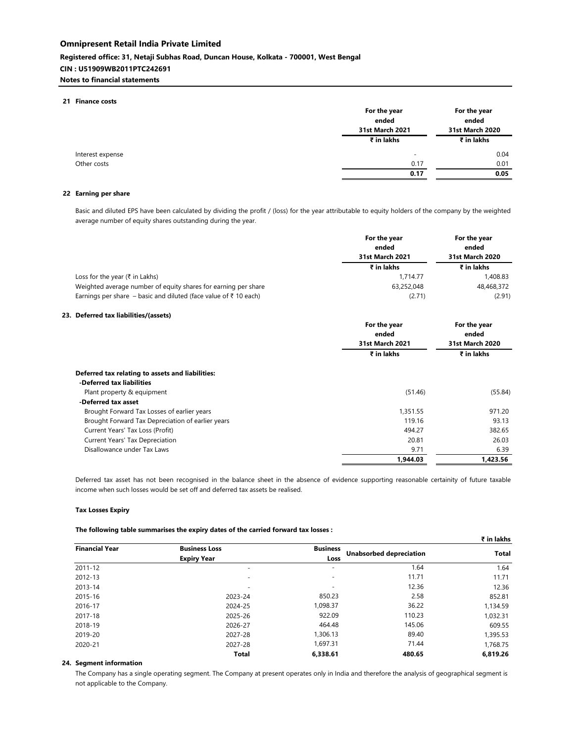# Omnipresent Retail India Private Limited

**Registered office: 31, Netaji Subhas Road, Duncan House, Kolkata - 700001, West Bengal**

**CIN : U51909WB2011PTC242691**

**Notes to financial statements**

## 21 Finance costs

| | For the year ended 31st March 2021 | For the year ended 31st March 2020 |
|---|---|---|
| | ₹ in lakhs | ₹ in lakhs |
| Interest expense | - | 0.04 |
| Other costs | 0.17 | 0.01 |
| | **0.17** | **0.05** |

## 22 Earning per share

Basic and diluted EPS have been calculated by dividing the profit / (loss) for the year attributable to equity holders of the company by the weighted average number of equity shares outstanding during the year.

| | For the year ended 31st March 2021 | For the year ended 31st March 2020 |
|---|---|---|
| | ₹ in lakhs | ₹ in lakhs |
| Loss for the year (₹ in Lakhs) | 1,714.77 | 1,408.83 |
| Weighted average number of equity shares for earning per share | 63,252,048 | 48,468,372 |
| Earnings per share – basic and diluted (face value of ₹ 10 each) | (2.71) | (2.91) |

## 23. Deferred tax liabilities/(assets)

| | For the year ended 31st March 2021 | For the year ended 31st March 2020 |
|---|---|---|
| | ₹ in lakhs | ₹ in lakhs |
| **Deferred tax relating to assets and liabilities:** | | |
| **-Deferred tax liabilities** | | |
| Plant property & equipment | (51.46) | (55.84) |
| **-Deferred tax asset** | | |
| Brought Forward Tax Losses of earlier years | 1,351.55 | 971.20 |
| Brought Forward Tax Depreciation of earlier years | 119.16 | 93.13 |
| Current Years' Tax Loss (Profit) | 494.27 | 382.65 |
| Current Years' Tax Depreciation | 20.81 | 26.03 |
| Disallowance under Tax Laws | 9.71 | 6.39 |
| | **1,944.03** | **1,423.56** |

Deferred tax asset has not been recognised in the balance sheet in the absence of evidence supporting reasonable certainity of future taxable income when such losses would be set off and deferred tax assets be realised.

**Tax Losses Expiry**

**The following table summarises the expiry dates of the carried forward tax losses :**

₹ in lakhs

| Financial Year | Business Loss Expiry Year | Business Loss | Unabsorbed depreciation | Total |
|---|---|---|---|---|
| 2011-12 | - | - | 1.64 | 1.64 |
| 2012-13 | - | - | 11.71 | 11.71 |
| 2013-14 | - | - | 12.36 | 12.36 |
| 2015-16 | 2023-24 | 850.23 | 2.58 | 852.81 |
| 2016-17 | 2024-25 | 1,098.37 | 36.22 | 1,134.59 |
| 2017-18 | 2025-26 | 922.09 | 110.23 | 1,032.31 |
| 2018-19 | 2026-27 | 464.48 | 145.06 | 609.55 |
| 2019-20 | 2027-28 | 1,306.13 | 89.40 | 1,395.53 |
| 2020-21 | 2027-28 | 1,697.31 | 71.44 | 1,768.75 |
| | **Total** | **6,338.61** | **480.65** | **6,819.26** |

## 24. Segment information

The Company has a single operating segment. The Company at present operates only in India and therefore the analysis of geographical segment is not applicable to the Company.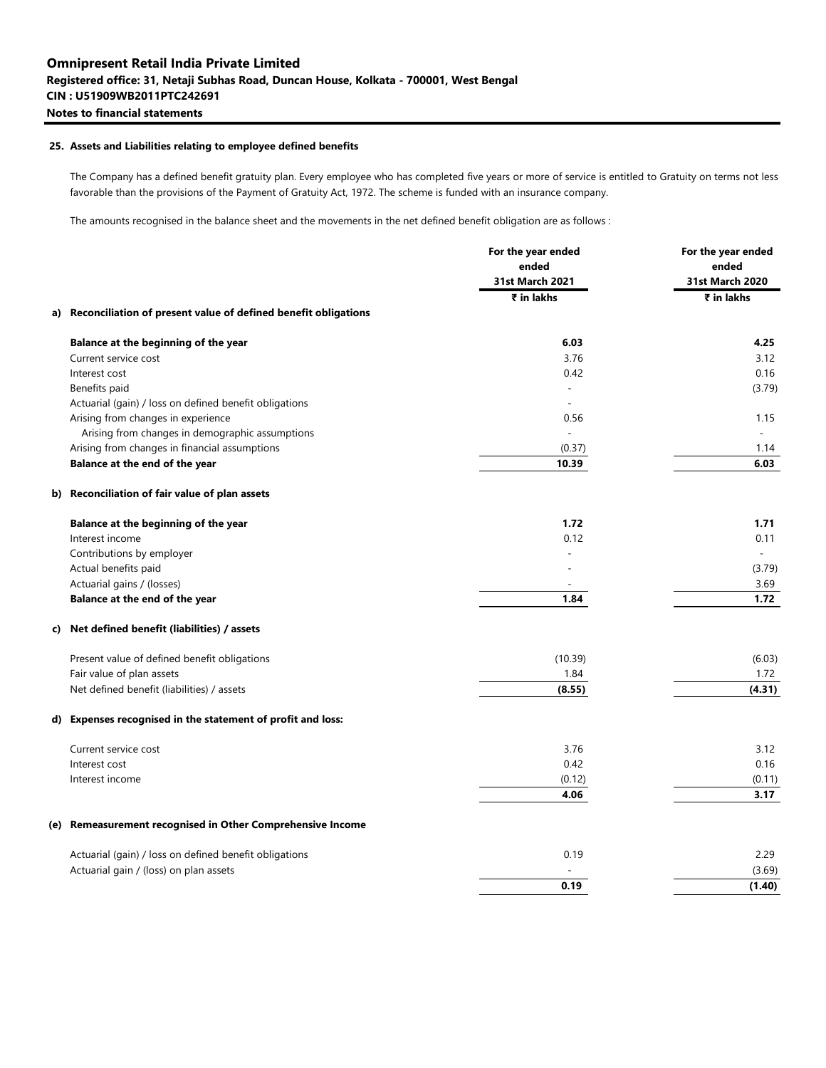**Omnipresent Retail India Private Limited**
**Registered office: 31, Netaji Subhas Road, Duncan House, Kolkata - 700001, West Bengal**
**CIN : U51909WB2011PTC242691**
**Notes to financial statements**

### 25. Assets and Liabilities relating to employee defined benefits

The Company has a defined benefit gratuity plan. Every employee who has completed five years or more of service is entitled to Gratuity on terms not less favorable than the provisions of the Payment of Gratuity Act, 1972. The scheme is funded with an insurance company.

The amounts recognised in the balance sheet and the movements in the net defined benefit obligation are as follows :

| | For the year ended ended 31st March 2021 | For the year ended ended 31st March 2020 |
|---|---|---|
| | ₹ in lakhs | ₹ in lakhs |
| **a) Reconciliation of present value of defined benefit obligations** | | |
| **Balance at the beginning of the year** | **6.03** | **4.25** |
| Current service cost | 3.76 | 3.12 |
| Interest cost | 0.42 | 0.16 |
| Benefits paid | - | (3.79) |
| Actuarial (gain) / loss on defined benefit obligations | - | |
| Arising from changes in experience | 0.56 | 1.15 |
| Arising from changes in demographic assumptions | - | - |
| Arising from changes in financial assumptions | (0.37) | 1.14 |
| **Balance at the end of the year** | **10.39** | **6.03** |
| **b) Reconciliation of fair value of plan assets** | | |
| **Balance at the beginning of the year** | **1.72** | **1.71** |
| Interest income | 0.12 | 0.11 |
| Contributions by employer | - | - |
| Actual benefits paid | - | (3.79) |
| Actuarial gains / (losses) | - | 3.69 |
| **Balance at the end of the year** | **1.84** | **1.72** |
| **c) Net defined benefit (liabilities) / assets** | | |
| Present value of defined benefit obligations | (10.39) | (6.03) |
| Fair value of plan assets | 1.84 | 1.72 |
| Net defined benefit (liabilities) / assets | **(8.55)** | **(4.31)** |
| **d) Expenses recognised in the statement of profit and loss:** | | |
| Current service cost | 3.76 | 3.12 |
| Interest cost | 0.42 | 0.16 |
| Interest income | (0.12) | (0.11) |
| | **4.06** | **3.17** |
| **(e) Remeasurement recognised in Other Comprehensive Income** | | |
| Actuarial (gain) / loss on defined benefit obligations | 0.19 | 2.29 |
| Actuarial gain / (loss) on plan assets | - | (3.69) |
| | **0.19** | **(1.40)** |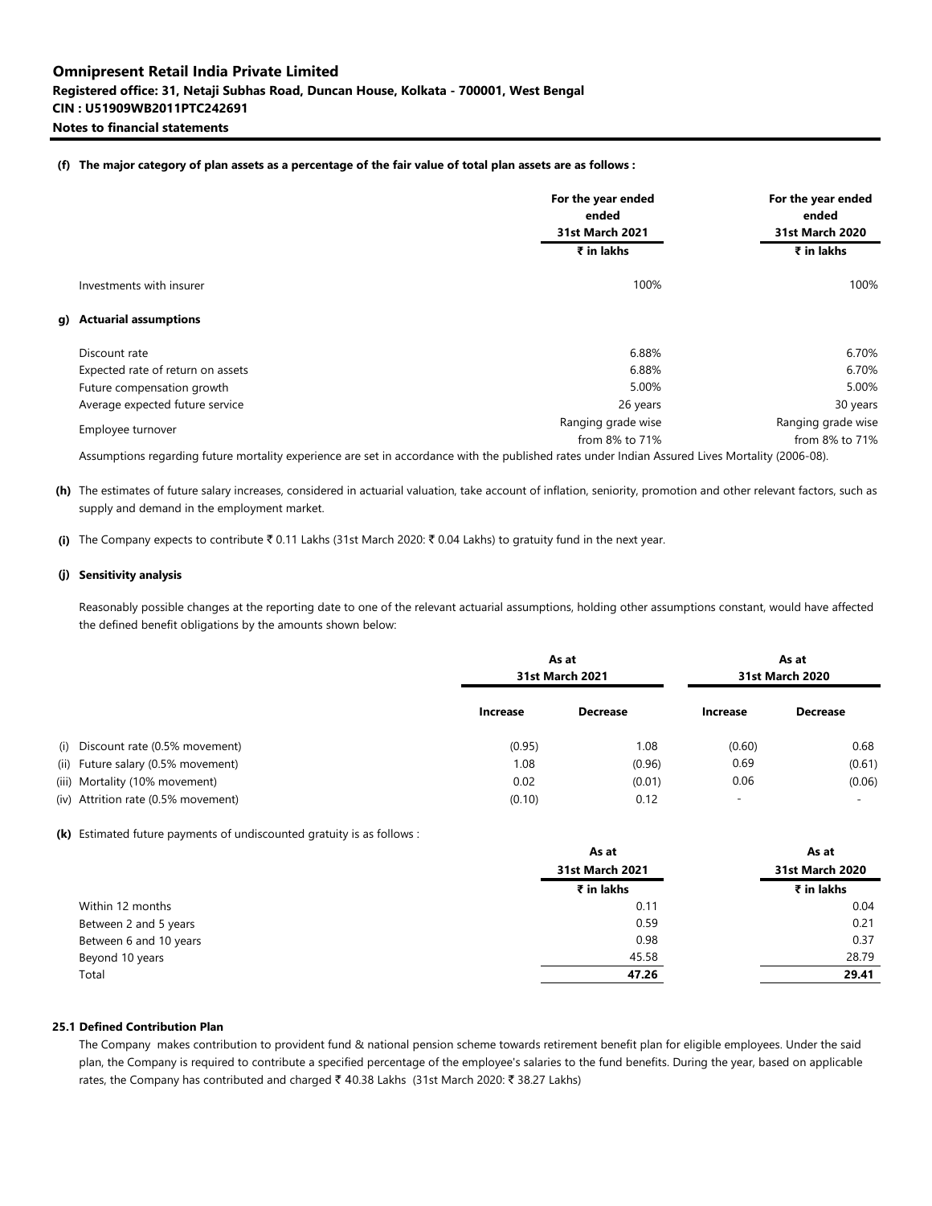**Omnipresent Retail India Private Limited**

**Registered office: 31, Netaji Subhas Road, Duncan House, Kolkata - 700001, West Bengal**

**CIN : U51909WB2011PTC242691**

**Notes to financial statements**

**(f) The major category of plan assets as a percentage of the fair value of total plan assets are as follows :**

| | For the year ended ended 31st March 2021 ₹ in lakhs | For the year ended ended 31st March 2020 ₹ in lakhs |
|---|---|---|
| Investments with insurer | 100% | 100% |

**g) Actuarial assumptions**

| | | |
|---|---|---|
| Discount rate | 6.88% | 6.70% |
| Expected rate of return on assets | 6.88% | 6.70% |
| Future compensation growth | 5.00% | 5.00% |
| Average expected future service | 26 years | 30 years |
| Employee turnover | Ranging grade wise from 8% to 71% | Ranging grade wise from 8% to 71% |

Assumptions regarding future mortality experience are set in accordance with the published rates under Indian Assured Lives Mortality (2006-08).

**(h)** The estimates of future salary increases, considered in actuarial valuation, take account of inflation, seniority, promotion and other relevant factors, such as supply and demand in the employment market.

**(i)** The Company expects to contribute ₹ 0.11 Lakhs (31st March 2020: ₹ 0.04 Lakhs) to gratuity fund in the next year.

**(j) Sensitivity analysis**

Reasonably possible changes at the reporting date to one of the relevant actuarial assumptions, holding other assumptions constant, would have affected the defined benefit obligations by the amounts shown below:

| | As at 31st March 2021 | | As at 31st March 2020 | |
|---|---|---|---|---|
| | **Increase** | **Decrease** | **Increase** | **Decrease** |
| (i) Discount rate (0.5% movement) | (0.95) | 1.08 | (0.60) | 0.68 |
| (ii) Future salary (0.5% movement) | 1.08 | (0.96) | 0.69 | (0.61) |
| (iii) Mortality (10% movement) | 0.02 | (0.01) | 0.06 | (0.06) |
| (iv) Attrition rate (0.5% movement) | (0.10) | 0.12 | - | - |

**(k)** Estimated future payments of undiscounted gratuity is as follows :

| | As at 31st March 2021 ₹ in lakhs | As at 31st March 2020 ₹ in lakhs |
|---|---|---|
| Within 12 months | 0.11 | 0.04 |
| Between 2 and 5 years | 0.59 | 0.21 |
| Between 6 and 10 years | 0.98 | 0.37 |
| Beyond 10 years | 45.58 | 28.79 |
| Total | **47.26** | **29.41** |

**25.1 Defined Contribution Plan**

The Company makes contribution to provident fund & national pension scheme towards retirement benefit plan for eligible employees. Under the said plan, the Company is required to contribute a specified percentage of the employee's salaries to the fund benefits. During the year, based on applicable rates, the Company has contributed and charged ₹ 40.38 Lakhs (31st March 2020: ₹ 38.27 Lakhs)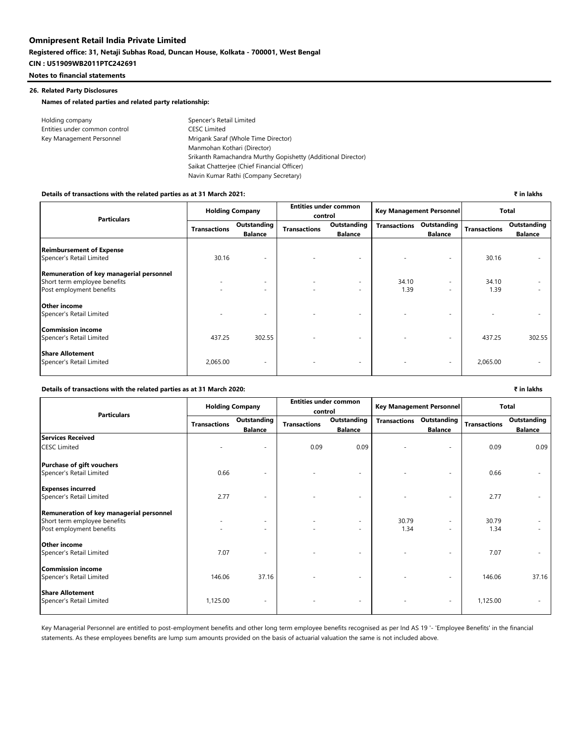**Omnipresent Retail India Private Limited**

**Registered office: 31, Netaji Subhas Road, Duncan House, Kolkata - 700001, West Bengal**

**CIN : U51909WB2011PTC242691**

**Notes to financial statements**

## 26. Related Party Disclosures

**Names of related parties and related party relationship:**

| | |
|---|---|
| Holding company | Spencer's Retail Limited |
| Entities under common control | CESC Limited |
| Key Management Personnel | Mrigank Saraf (Whole Time Director) |
| | Manmohan Kothari (Director) |
| | Srikanth Ramachandra Murthy Gopishetty (Additional Director) |
| | Saikat Chatterjee (Chief Financial Officer) |
| | Navin Kumar Rathi (Company Secretary) |

**Details of transactions with the related parties as at 31 March 2021:**

₹ in lakhs

| Particulars | Holding Company | | Entities under common control | | Key Management Personnel | | Total | |
|---|---|---|---|---|---|---|---|---|
| | Transactions | Outstanding Balance | Transactions | Outstanding Balance | Transactions | Outstanding Balance | Transactions | Outstanding Balance |
| **Reimbursement of Expense** | | | | | | | | |
| Spencer's Retail Limited | 30.16 | - | - | - | - | - | 30.16 | - |
| **Remuneration of key managerial personnel** | | | | | | | | |
| Short term employee benefits | - | - | - | - | 34.10 | - | 34.10 | - |
| Post employment benefits | - | - | - | - | 1.39 | - | 1.39 | - |
| **Other income** | | | | | | | | |
| Spencer's Retail Limited | - | - | - | - | - | - | - | - |
| **Commission income** | | | | | | | | |
| Spencer's Retail Limited | 437.25 | 302.55 | - | - | - | - | 437.25 | 302.55 |
| **Share Allotement** | | | | | | | | |
| Spencer's Retail Limited | 2,065.00 | - | - | - | - | - | 2,065.00 | - |

**Details of transactions with the related parties as at 31 March 2020:**

₹ in lakhs

| Particulars | Holding Company | | Entities under common control | | Key Management Personnel | | Total | |
|---|---|---|---|---|---|---|---|---|
| | Transactions | Outstanding Balance | Transactions | Outstanding Balance | Transactions | Outstanding Balance | Transactions | Outstanding Balance |
| **Services Received** | | | | | | | | |
| CESC Limited | - | - | 0.09 | 0.09 | - | - | 0.09 | 0.09 |
| **Purchase of gift vouchers** | | | | | | | | |
| Spencer's Retail Limited | 0.66 | - | - | - | - | - | 0.66 | - |
| **Expenses incurred** | | | | | | | | |
| Spencer's Retail Limited | 2.77 | - | - | - | - | - | 2.77 | - |
| **Remuneration of key managerial personnel** | | | | | | | | |
| Short term employee benefits | - | - | - | - | 30.79 | - | 30.79 | - |
| Post employment benefits | - | - | - | - | 1.34 | - | 1.34 | - |
| **Other income** | | | | | | | | |
| Spencer's Retail Limited | 7.07 | - | - | - | - | - | 7.07 | - |
| **Commission income** | | | | | | | | |
| Spencer's Retail Limited | 146.06 | 37.16 | - | - | - | - | 146.06 | 37.16 |
| **Share Allotement** | | | | | | | | |
| Spencer's Retail Limited | 1,125.00 | - | - | - | - | - | 1,125.00 | - |

Key Managerial Personnel are entitled to post-employment benefits and other long term employee benefits recognised as per Ind AS 19 '- 'Employee Benefits' in the financial statements. As these employees benefits are lump sum amounts provided on the basis of actuarial valuation the same is not included above.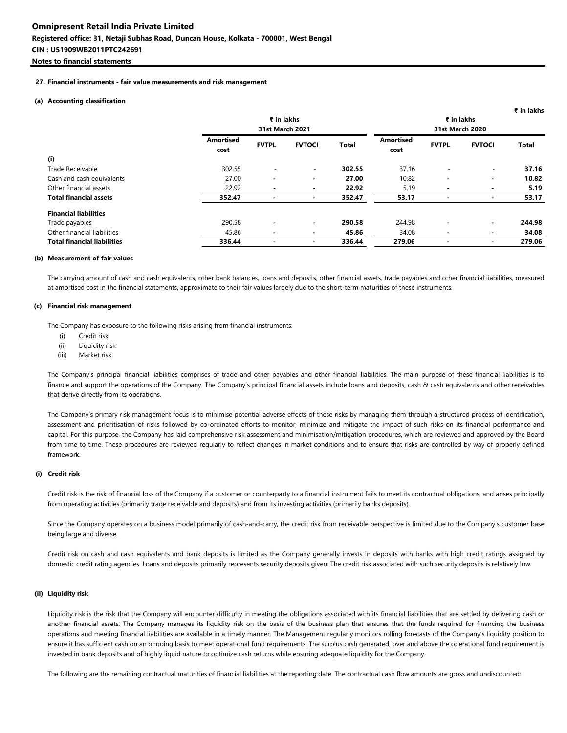# Omnipresent Retail India Private Limited

**Registered office: 31, Netaji Subhas Road, Duncan House, Kolkata - 700001, West Bengal**

**CIN : U51909WB2011PTC242691**

**Notes to financial statements**

## 27. Financial instruments - fair value measurements and risk management

### (a) Accounting classification

₹ in lakhs

| | ₹ in lakhs 31st March 2021 | | | | ₹ in lakhs 31st March 2020 | | | |
|---|---|---|---|---|---|---|---|---|
| | Amortised cost | FVTPL | FVTOCI | Total | Amortised cost | FVTPL | FVTOCI | Total |
| **(i)** | | | | | | | | |
| Trade Receivable | 302.55 | - | - | **302.55** | 37.16 | - | - | **37.16** |
| Cash and cash equivalents | 27.00 | - | - | **27.00** | 10.82 | - | - | **10.82** |
| Other financial assets | 22.92 | - | - | **22.92** | 5.19 | - | - | **5.19** |
| **Total financial assets** | **352.47** | - | - | **352.47** | **53.17** | - | - | **53.17** |
| **Financial liabilities** | | | | | | | | |
| Trade payables | 290.58 | - | - | **290.58** | 244.98 | - | - | **244.98** |
| Other financial liabilities | 45.86 | - | - | **45.86** | 34.08 | - | - | **34.08** |
| **Total financial liabilities** | **336.44** | - | - | **336.44** | **279.06** | - | - | **279.06** |

### (b) Measurement of fair values

The carrying amount of cash and cash equivalents, other bank balances, loans and deposits, other financial assets, trade payables and other financial liabilities, measured at amortised cost in the financial statements, approximate to their fair values largely due to the short-term maturities of these instruments.

### (c) Financial risk management

The Company has exposure to the following risks arising from financial instruments:

- (i) Credit risk
- (ii) Liquidity risk
- (iii) Market risk

The Company's principal financial liabilities comprises of trade and other payables and other financial liabilities. The main purpose of these financial liabilities is to finance and support the operations of the Company. The Company's principal financial assets include loans and deposits, cash & cash equivalents and other receivables that derive directly from its operations.

The Company's primary risk management focus is to minimise potential adverse effects of these risks by managing them through a structured process of identification, assessment and prioritisation of risks followed by co-ordinated efforts to monitor, minimize and mitigate the impact of such risks on its financial performance and capital. For this purpose, the Company has laid comprehensive risk assessment and minimisation/mitigation procedures, which are reviewed and approved by the Board from time to time. These procedures are reviewed regularly to reflect changes in market conditions and to ensure that risks are controlled by way of properly defined framework.

### (i) Credit risk

Credit risk is the risk of financial loss of the Company if a customer or counterparty to a financial instrument fails to meet its contractual obligations, and arises principally from operating activities (primarily trade receivable and deposits) and from its investing activities (primarily banks deposits).

Since the Company operates on a business model primarily of cash-and-carry, the credit risk from receivable perspective is limited due to the Company's customer base being large and diverse.

Credit risk on cash and cash equivalents and bank deposits is limited as the Company generally invests in deposits with banks with high credit ratings assigned by domestic credit rating agencies. Loans and deposits primarily represents security deposits given. The credit risk associated with such security deposits is relatively low.

### (ii) Liquidity risk

Liquidity risk is the risk that the Company will encounter difficulty in meeting the obligations associated with its financial liabilities that are settled by delivering cash or another financial assets. The Company manages its liquidity risk on the basis of the business plan that ensures that the funds required for financing the business operations and meeting financial liabilities are available in a timely manner. The Management regularly monitors rolling forecasts of the Company's liquidity position to ensure it has sufficient cash on an ongoing basis to meet operational fund requirements. The surplus cash generated, over and above the operational fund requirement is invested in bank deposits and of highly liquid nature to optimize cash returns while ensuring adequate liquidity for the Company.

The following are the remaining contractual maturities of financial liabilities at the reporting date. The contractual cash flow amounts are gross and undiscounted: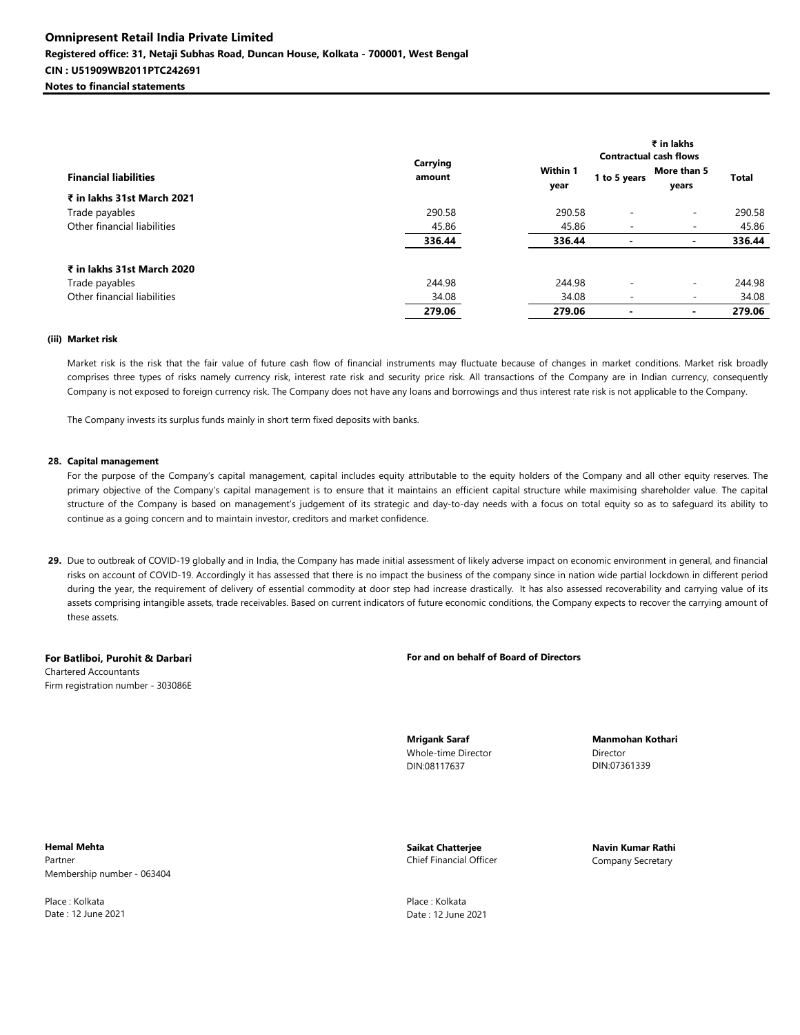**Omnipresent Retail India Private Limited**
**Registered office: 31, Netaji Subhas Road, Duncan House, Kolkata - 700001, West Bengal**
**CIN : U51909WB2011PTC242691**
**Notes to financial statements**

| | | ₹ in lakhs | | | |
|---|---|---|---|---|---|
| | | Contractual cash flows | | | |
| **Financial liabilities** | **Carrying amount** | **Within 1 year** | **1 to 5 years** | **More than 5 years** | **Total** |
| **₹ in lakhs 31st March 2021** | | | | | |
| Trade payables | 290.58 | 290.58 | - | - | 290.58 |
| Other financial liabilities | 45.86 | 45.86 | - | - | 45.86 |
| | **336.44** | **336.44** | **-** | **-** | **336.44** |
| **₹ in lakhs 31st March 2020** | | | | | |
| Trade payables | 244.98 | 244.98 | - | - | 244.98 |
| Other financial liabilities | 34.08 | 34.08 | - | - | 34.08 |
| | **279.06** | **279.06** | **-** | **-** | **279.06** |

**(iii) Market risk**

Market risk is the risk that the fair value of future cash flow of financial instruments may fluctuate because of changes in market conditions. Market risk broadly comprises three types of risks namely currency risk, interest rate risk and security price risk. All transactions of the Company are in Indian currency, consequently Company is not exposed to foreign currency risk. The Company does not have any loans and borrowings and thus interest rate risk is not applicable to the Company.

The Company invests its surplus funds mainly in short term fixed deposits with banks.

**28. Capital management**

For the purpose of the Company's capital management, capital includes equity attributable to the equity holders of the Company and all other equity reserves. The primary objective of the Company's capital management is to ensure that it maintains an efficient capital structure while maximising shareholder value. The capital structure of the Company is based on management's judgement of its strategic and day-to-day needs with a focus on total equity so as to safeguard its ability to continue as a going concern and to maintain investor, creditors and market confidence.

**29.** Due to outbreak of COVID-19 globally and in India, the Company has made initial assessment of likely adverse impact on economic environment in general, and financial risks on account of COVID-19. Accordingly it has assessed that there is no impact the business of the company since in nation wide partial lockdown in different period during the year, the requirement of delivery of essential commodity at door step had increase drastically. It has also assessed recoverability and carrying value of its assets comprising intangible assets, trade receivables. Based on current indicators of future economic conditions, the Company expects to recover the carrying amount of these assets.

**For Batliboi, Purohit & Darbari**
Chartered Accountants
Firm registration number - 303086E

**For and on behalf of Board of Directors**

**Mrigank Saraf**
Whole-time Director
DIN:08117637

**Manmohan Kothari**
Director
DIN:07361339

**Hemal Mehta**
Partner
Membership number - 063404

**Saikat Chatterjee**
Chief Financial Officer

**Navin Kumar Rathi**
Company Secretary

Place : Kolkata
Date : 12 June 2021

Place : Kolkata
Date : 12 June 2021